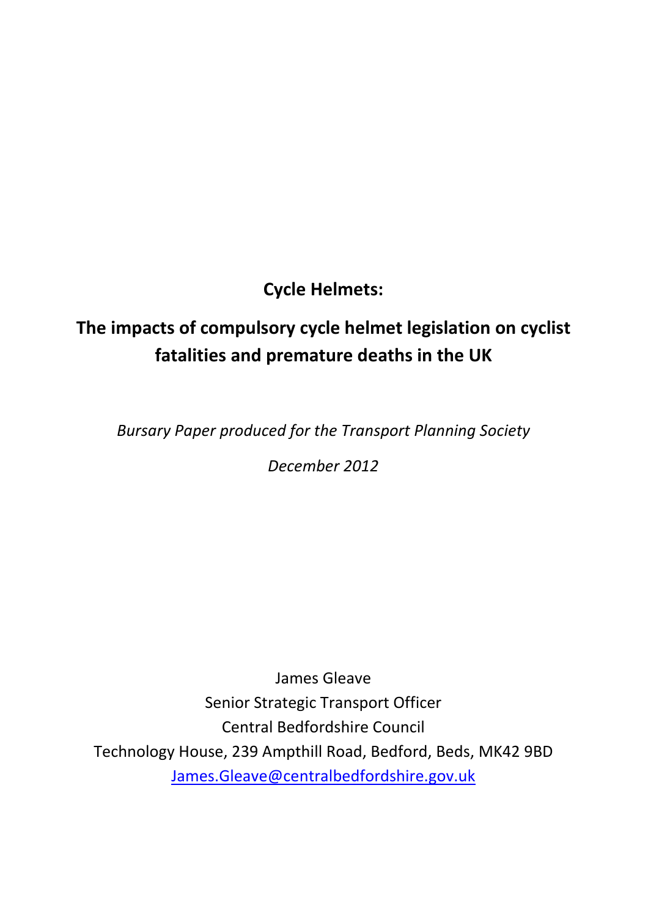# Cycle Helmets:

## The impacts of compulsory cycle helmet legislation on cyclist fatalities and premature deaths in the UK

*Bursary Paper produced for the Transport Planning Society*

*December 2012*

James Gleave
Senior Strategic Transport Officer
Central Bedfordshire Council
Technology House, 239 Ampthill Road, Bedford, Beds, MK42 9BD
James.Gleave@centralbedfordshire.gov.uk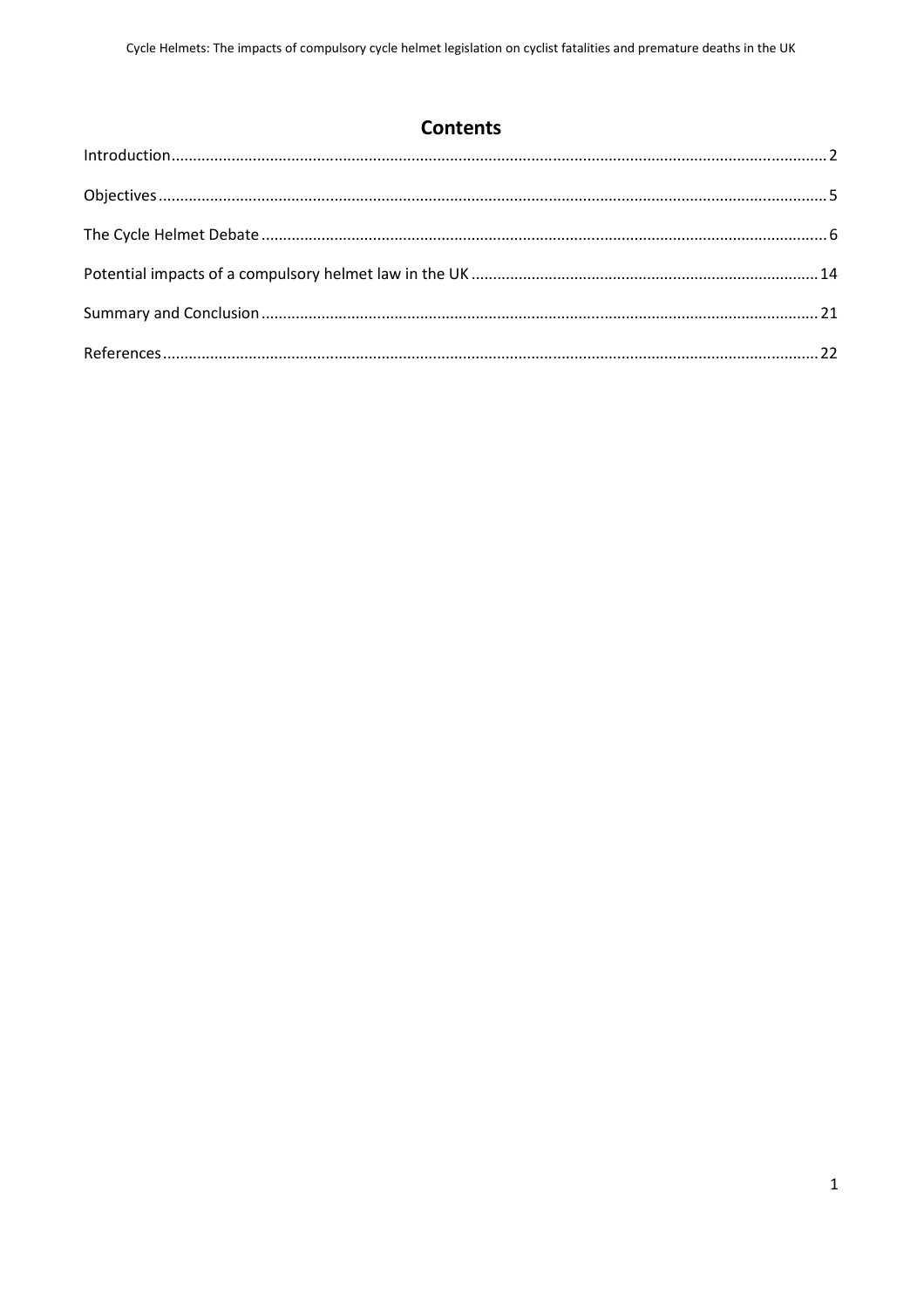# Contents

Introduction .......................................................................................................................................... 2

Objectives .............................................................................................................................................. 5

The Cycle Helmet Debate ...................................................................................................................... 6

Potential impacts of a compulsory helmet law in the UK ................................................................... 14

Summary and Conclusion .................................................................................................................... 21

References ........................................................................................................................................... 22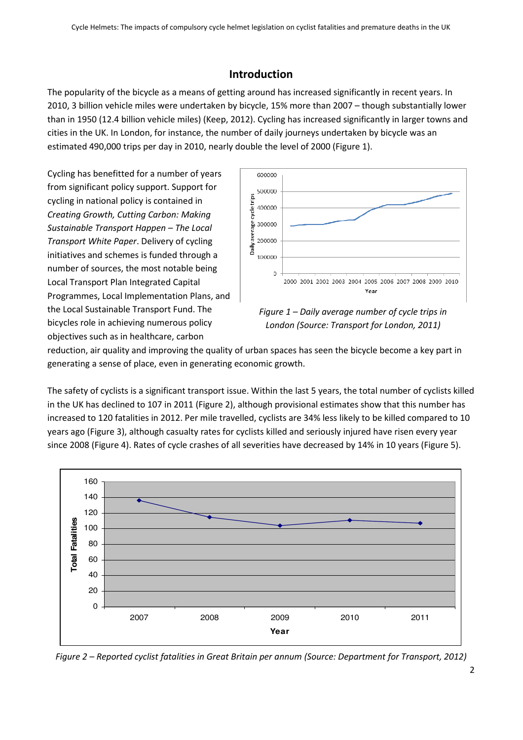## Introduction

The popularity of the bicycle as a means of getting around has increased significantly in recent years. In 2010, 3 billion vehicle miles were undertaken by bicycle, 15% more than 2007 – though substantially lower than in 1950 (12.4 billion vehicle miles) (Keep, 2012). Cycling has increased significantly in larger towns and cities in the UK. In London, for instance, the number of daily journeys undertaken by bicycle was an estimated 490,000 trips per day in 2010, nearly double the level of 2000 (Figure 1).

Cycling has benefitted for a number of years from significant policy support. Support for cycling in national policy is contained in *Creating Growth, Cutting Carbon: Making Sustainable Transport Happen – The Local Transport White Paper*. Delivery of cycling initiatives and schemes is funded through a number of sources, the most notable being Local Transport Plan Integrated Capital Programmes, Local Implementation Plans, and the Local Sustainable Transport Fund. The bicycles role in achieving numerous policy objectives such as in healthcare, carbon reduction, air quality and improving the quality of urban spaces has seen the bicycle become a key part in generating a sense of place, even in generating economic growth.

*Figure 1 – Daily average number of cycle trips in London (Source: Transport for London, 2011)*

The safety of cyclists is a significant transport issue. Within the last 5 years, the total number of cyclists killed in the UK has declined to 107 in 2011 (Figure 2), although provisional estimates show that this number has increased to 120 fatalities in 2012. Per mile travelled, cyclists are 34% less likely to be killed compared to 10 years ago (Figure 3), although casualty rates for cyclists killed and seriously injured have risen every year since 2008 (Figure 4). Rates of cycle crashes of all severities have decreased by 14% in 10 years (Figure 5).

*Figure 2 – Reported cyclist fatalities in Great Britain per annum (Source: Department for Transport, 2012)*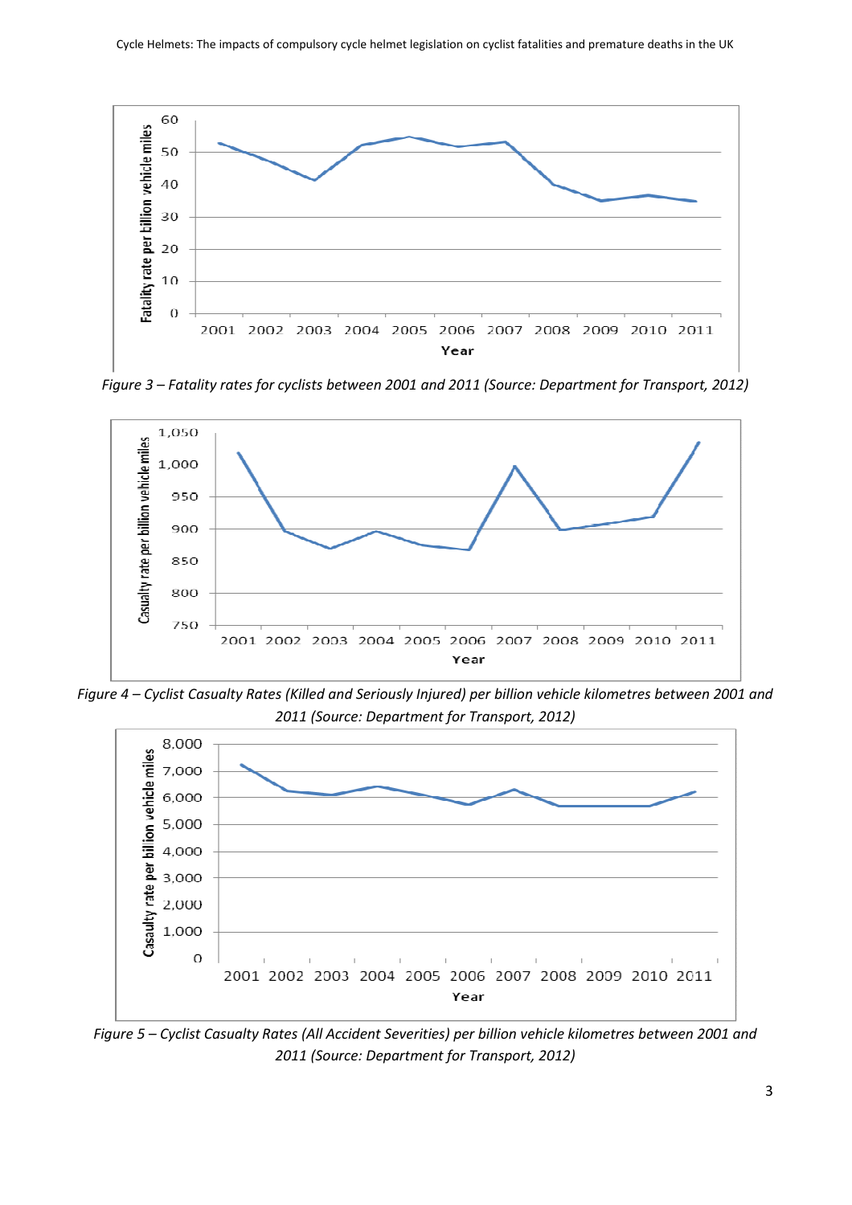Figure 3 – Fatality rates for cyclists between 2001 and 2011 (Source: Department for Transport, 2012)

Figure 4 – Cyclist Casualty Rates (Killed and Seriously Injured) per billion vehicle kilometres between 2001 and 2011 (Source: Department for Transport, 2012)

Figure 5 – Cyclist Casualty Rates (All Accident Severities) per billion vehicle kilometres between 2001 and 2011 (Source: Department for Transport, 2012)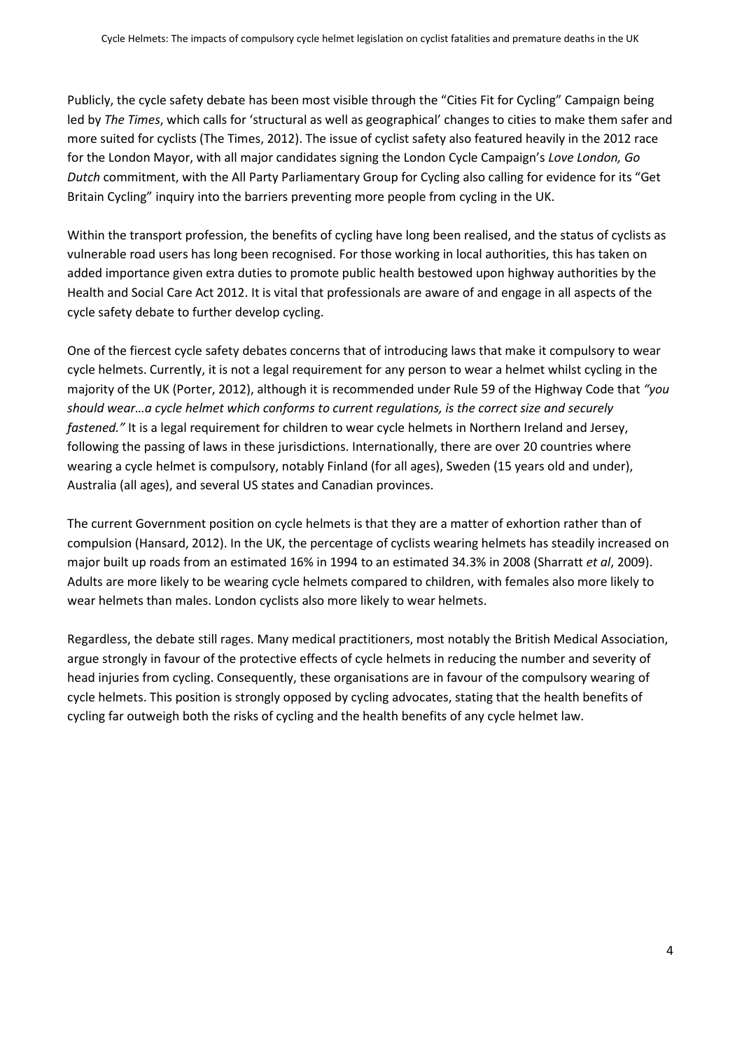Publicly, the cycle safety debate has been most visible through the "Cities Fit for Cycling" Campaign being led by *The Times*, which calls for 'structural as well as geographical' changes to cities to make them safer and more suited for cyclists (The Times, 2012). The issue of cyclist safety also featured heavily in the 2012 race for the London Mayor, with all major candidates signing the London Cycle Campaign's *Love London, Go Dutch* commitment, with the All Party Parliamentary Group for Cycling also calling for evidence for its "Get Britain Cycling" inquiry into the barriers preventing more people from cycling in the UK.

Within the transport profession, the benefits of cycling have long been realised, and the status of cyclists as vulnerable road users has long been recognised. For those working in local authorities, this has taken on added importance given extra duties to promote public health bestowed upon highway authorities by the Health and Social Care Act 2012. It is vital that professionals are aware of and engage in all aspects of the cycle safety debate to further develop cycling.

One of the fiercest cycle safety debates concerns that of introducing laws that make it compulsory to wear cycle helmets. Currently, it is not a legal requirement for any person to wear a helmet whilst cycling in the majority of the UK (Porter, 2012), although it is recommended under Rule 59 of the Highway Code that *"you should wear…a cycle helmet which conforms to current regulations, is the correct size and securely fastened."* It is a legal requirement for children to wear cycle helmets in Northern Ireland and Jersey, following the passing of laws in these jurisdictions. Internationally, there are over 20 countries where wearing a cycle helmet is compulsory, notably Finland (for all ages), Sweden (15 years old and under), Australia (all ages), and several US states and Canadian provinces.

The current Government position on cycle helmets is that they are a matter of exhortion rather than of compulsion (Hansard, 2012). In the UK, the percentage of cyclists wearing helmets has steadily increased on major built up roads from an estimated 16% in 1994 to an estimated 34.3% in 2008 (Sharratt *et al*, 2009). Adults are more likely to be wearing cycle helmets compared to children, with females also more likely to wear helmets than males. London cyclists also more likely to wear helmets.

Regardless, the debate still rages. Many medical practitioners, most notably the British Medical Association, argue strongly in favour of the protective effects of cycle helmets in reducing the number and severity of head injuries from cycling. Consequently, these organisations are in favour of the compulsory wearing of cycle helmets. This position is strongly opposed by cycling advocates, stating that the health benefits of cycling far outweigh both the risks of cycling and the health benefits of any cycle helmet law.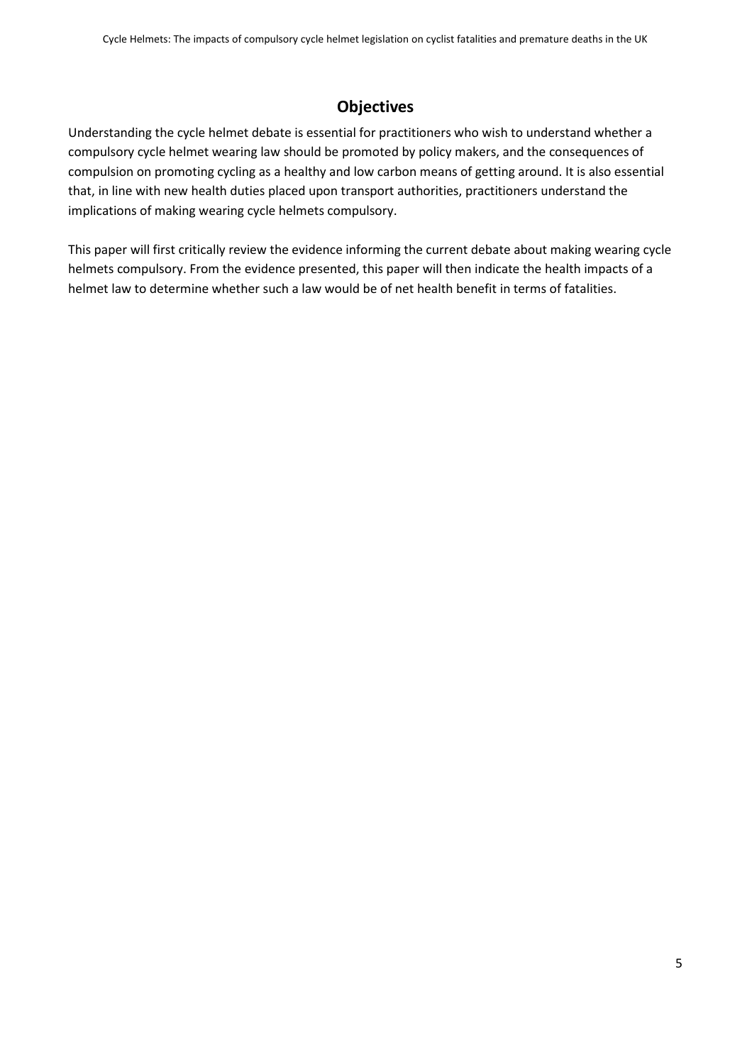## Objectives

Understanding the cycle helmet debate is essential for practitioners who wish to understand whether a compulsory cycle helmet wearing law should be promoted by policy makers, and the consequences of compulsion on promoting cycling as a healthy and low carbon means of getting around. It is also essential that, in line with new health duties placed upon transport authorities, practitioners understand the implications of making wearing cycle helmets compulsory.

This paper will first critically review the evidence informing the current debate about making wearing cycle helmets compulsory. From the evidence presented, this paper will then indicate the health impacts of a helmet law to determine whether such a law would be of net health benefit in terms of fatalities.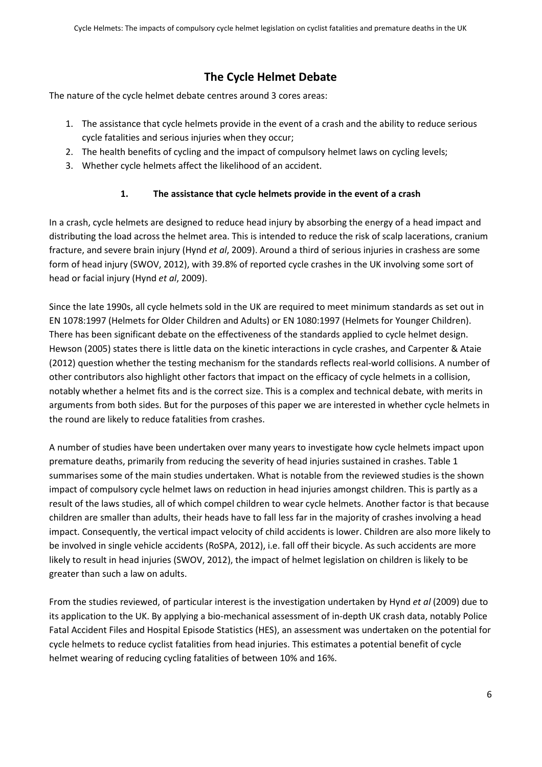## The Cycle Helmet Debate

The nature of the cycle helmet debate centres around 3 cores areas:

1. The assistance that cycle helmets provide in the event of a crash and the ability to reduce serious cycle fatalities and serious injuries when they occur;
2. The health benefits of cycling and the impact of compulsory helmet laws on cycling levels;
3. Whether cycle helmets affect the likelihood of an accident.

### 1. The assistance that cycle helmets provide in the event of a crash

In a crash, cycle helmets are designed to reduce head injury by absorbing the energy of a head impact and distributing the load across the helmet area. This is intended to reduce the risk of scalp lacerations, cranium fracture, and severe brain injury (Hynd *et al*, 2009). Around a third of serious injuries in crashess are some form of head injury (SWOV, 2012), with 39.8% of reported cycle crashes in the UK involving some sort of head or facial injury (Hynd *et al*, 2009).

Since the late 1990s, all cycle helmets sold in the UK are required to meet minimum standards as set out in EN 1078:1997 (Helmets for Older Children and Adults) or EN 1080:1997 (Helmets for Younger Children). There has been significant debate on the effectiveness of the standards applied to cycle helmet design. Hewson (2005) states there is little data on the kinetic interactions in cycle crashes, and Carpenter & Ataie (2012) question whether the testing mechanism for the standards reflects real-world collisions. A number of other contributors also highlight other factors that impact on the efficacy of cycle helmets in a collision, notably whether a helmet fits and is the correct size. This is a complex and technical debate, with merits in arguments from both sides. But for the purposes of this paper we are interested in whether cycle helmets in the round are likely to reduce fatalities from crashes.

A number of studies have been undertaken over many years to investigate how cycle helmets impact upon premature deaths, primarily from reducing the severity of head injuries sustained in crashes. Table 1 summarises some of the main studies undertaken. What is notable from the reviewed studies is the shown impact of compulsory cycle helmet laws on reduction in head injuries amongst children. This is partly as a result of the laws studies, all of which compel children to wear cycle helmets. Another factor is that because children are smaller than adults, their heads have to fall less far in the majority of crashes involving a head impact. Consequently, the vertical impact velocity of child accidents is lower. Children are also more likely to be involved in single vehicle accidents (RoSPA, 2012), i.e. fall off their bicycle. As such accidents are more likely to result in head injuries (SWOV, 2012), the impact of helmet legislation on children is likely to be greater than such a law on adults.

From the studies reviewed, of particular interest is the investigation undertaken by Hynd *et al* (2009) due to its application to the UK. By applying a bio-mechanical assessment of in-depth UK crash data, notably Police Fatal Accident Files and Hospital Episode Statistics (HES), an assessment was undertaken on the potential for cycle helmets to reduce cyclist fatalities from head injuries. This estimates a potential benefit of cycle helmet wearing of reducing cycling fatalities of between 10% and 16%.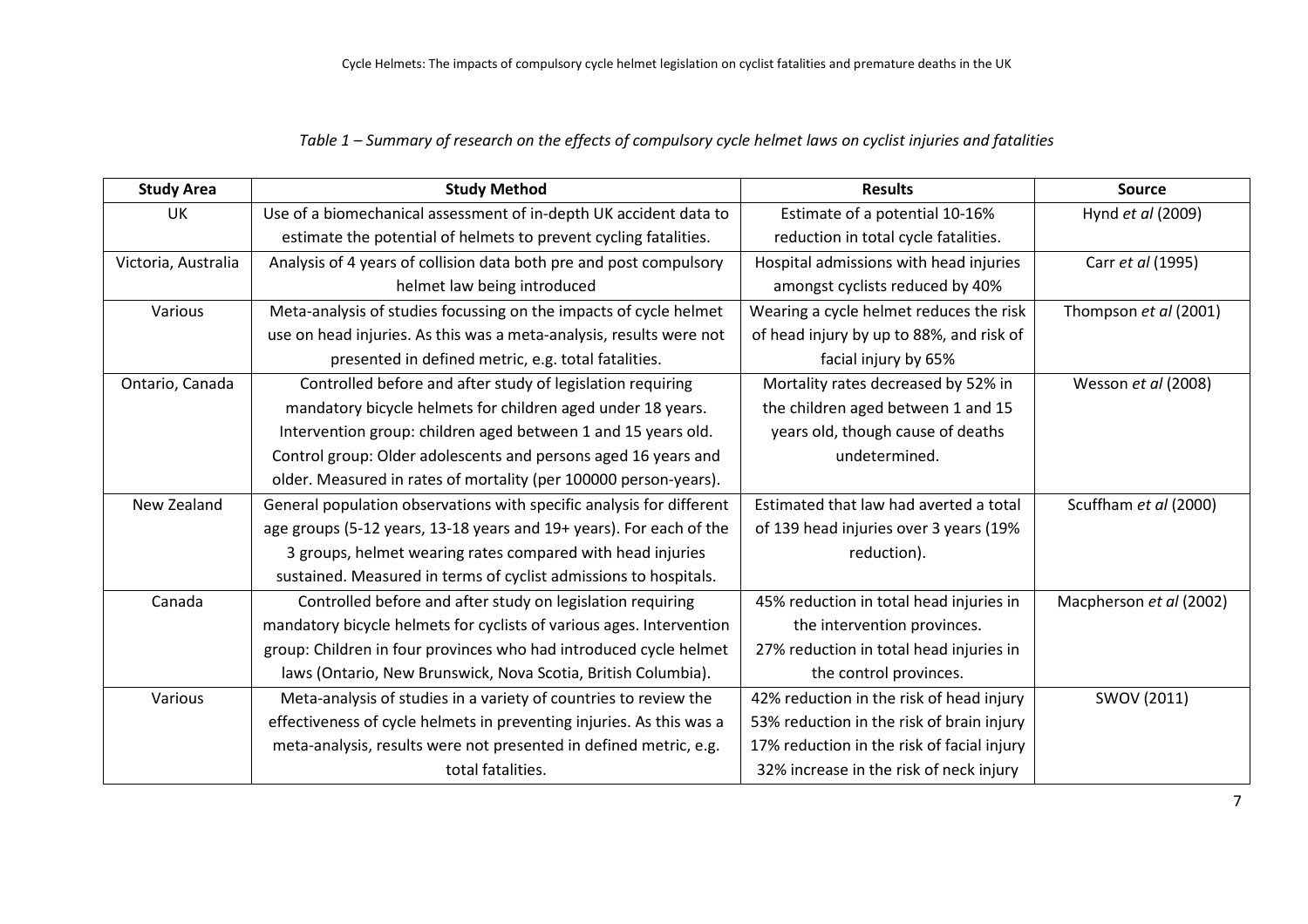*Table 1 – Summary of research on the effects of compulsory cycle helmet laws on cyclist injuries and fatalities*

| Study Area | Study Method | Results | Source |
| --- | --- | --- | --- |
| UK | Use of a biomechanical assessment of in-depth UK accident data to estimate the potential of helmets to prevent cycling fatalities. | Estimate of a potential 10-16% reduction in total cycle fatalities. | Hynd *et al* (2009) |
| Victoria, Australia | Analysis of 4 years of collision data both pre and post compulsory helmet law being introduced | Hospital admissions with head injuries amongst cyclists reduced by 40% | Carr *et al* (1995) |
| Various | Meta-analysis of studies focussing on the impacts of cycle helmet use on head injuries. As this was a meta-analysis, results were not presented in defined metric, e.g. total fatalities. | Wearing a cycle helmet reduces the risk of head injury by up to 88%, and risk of facial injury by 65% | Thompson *et al* (2001) |
| Ontario, Canada | Controlled before and after study of legislation requiring mandatory bicycle helmets for children aged under 18 years. Intervention group: children aged between 1 and 15 years old. Control group: Older adolescents and persons aged 16 years and older. Measured in rates of mortality (per 100000 person-years). | Mortality rates decreased by 52% in the children aged between 1 and 15 years old, though cause of deaths undetermined. | Wesson *et al* (2008) |
| New Zealand | General population observations with specific analysis for different age groups (5-12 years, 13-18 years and 19+ years). For each of the 3 groups, helmet wearing rates compared with head injuries sustained. Measured in terms of cyclist admissions to hospitals. | Estimated that law had averted a total of 139 head injuries over 3 years (19% reduction). | Scuffham *et al* (2000) |
| Canada | Controlled before and after study on legislation requiring mandatory bicycle helmets for cyclists of various ages. Intervention group: Children in four provinces who had introduced cycle helmet laws (Ontario, New Brunswick, Nova Scotia, British Columbia). | 45% reduction in total head injuries in the intervention provinces.<br>27% reduction in total head injuries in the control provinces. | Macpherson *et al* (2002) |
| Various | Meta-analysis of studies in a variety of countries to review the effectiveness of cycle helmets in preventing injuries. As this was a meta-analysis, results were not presented in defined metric, e.g. total fatalities. | 42% reduction in the risk of head injury<br>53% reduction in the risk of brain injury<br>17% reduction in the risk of facial injury<br>32% increase in the risk of neck injury | SWOV (2011) |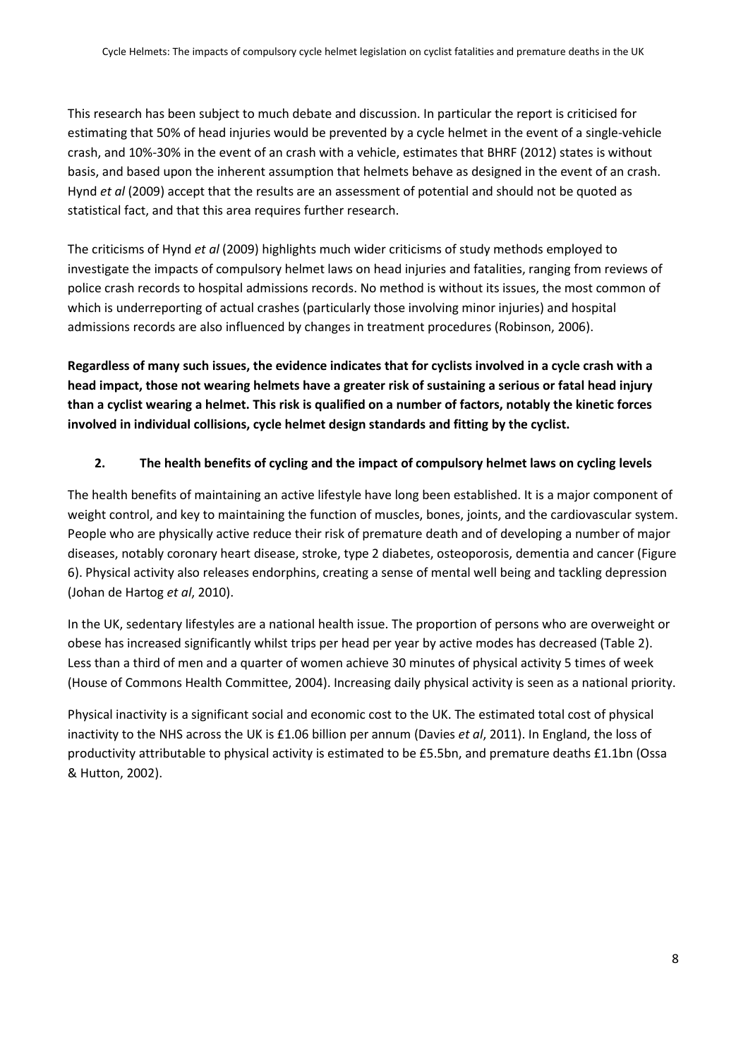This research has been subject to much debate and discussion. In particular the report is criticised for estimating that 50% of head injuries would be prevented by a cycle helmet in the event of a single-vehicle crash, and 10%-30% in the event of an crash with a vehicle, estimates that BHRF (2012) states is without basis, and based upon the inherent assumption that helmets behave as designed in the event of an crash. Hynd *et al* (2009) accept that the results are an assessment of potential and should not be quoted as statistical fact, and that this area requires further research.

The criticisms of Hynd *et al* (2009) highlights much wider criticisms of study methods employed to investigate the impacts of compulsory helmet laws on head injuries and fatalities, ranging from reviews of police crash records to hospital admissions records. No method is without its issues, the most common of which is underreporting of actual crashes (particularly those involving minor injuries) and hospital admissions records are also influenced by changes in treatment procedures (Robinson, 2006).

**Regardless of many such issues, the evidence indicates that for cyclists involved in a cycle crash with a head impact, those not wearing helmets have a greater risk of sustaining a serious or fatal head injury than a cyclist wearing a helmet. This risk is qualified on a number of factors, notably the kinetic forces involved in individual collisions, cycle helmet design standards and fitting by the cyclist.**

## 2. The health benefits of cycling and the impact of compulsory helmet laws on cycling levels

The health benefits of maintaining an active lifestyle have long been established. It is a major component of weight control, and key to maintaining the function of muscles, bones, joints, and the cardiovascular system. People who are physically active reduce their risk of premature death and of developing a number of major diseases, notably coronary heart disease, stroke, type 2 diabetes, osteoporosis, dementia and cancer (Figure 6). Physical activity also releases endorphins, creating a sense of mental well being and tackling depression (Johan de Hartog *et al*, 2010).

In the UK, sedentary lifestyles are a national health issue. The proportion of persons who are overweight or obese has increased significantly whilst trips per head per year by active modes has decreased (Table 2). Less than a third of men and a quarter of women achieve 30 minutes of physical activity 5 times of week (House of Commons Health Committee, 2004). Increasing daily physical activity is seen as a national priority.

Physical inactivity is a significant social and economic cost to the UK. The estimated total cost of physical inactivity to the NHS across the UK is £1.06 billion per annum (Davies *et al*, 2011). In England, the loss of productivity attributable to physical activity is estimated to be £5.5bn, and premature deaths £1.1bn (Ossa & Hutton, 2002).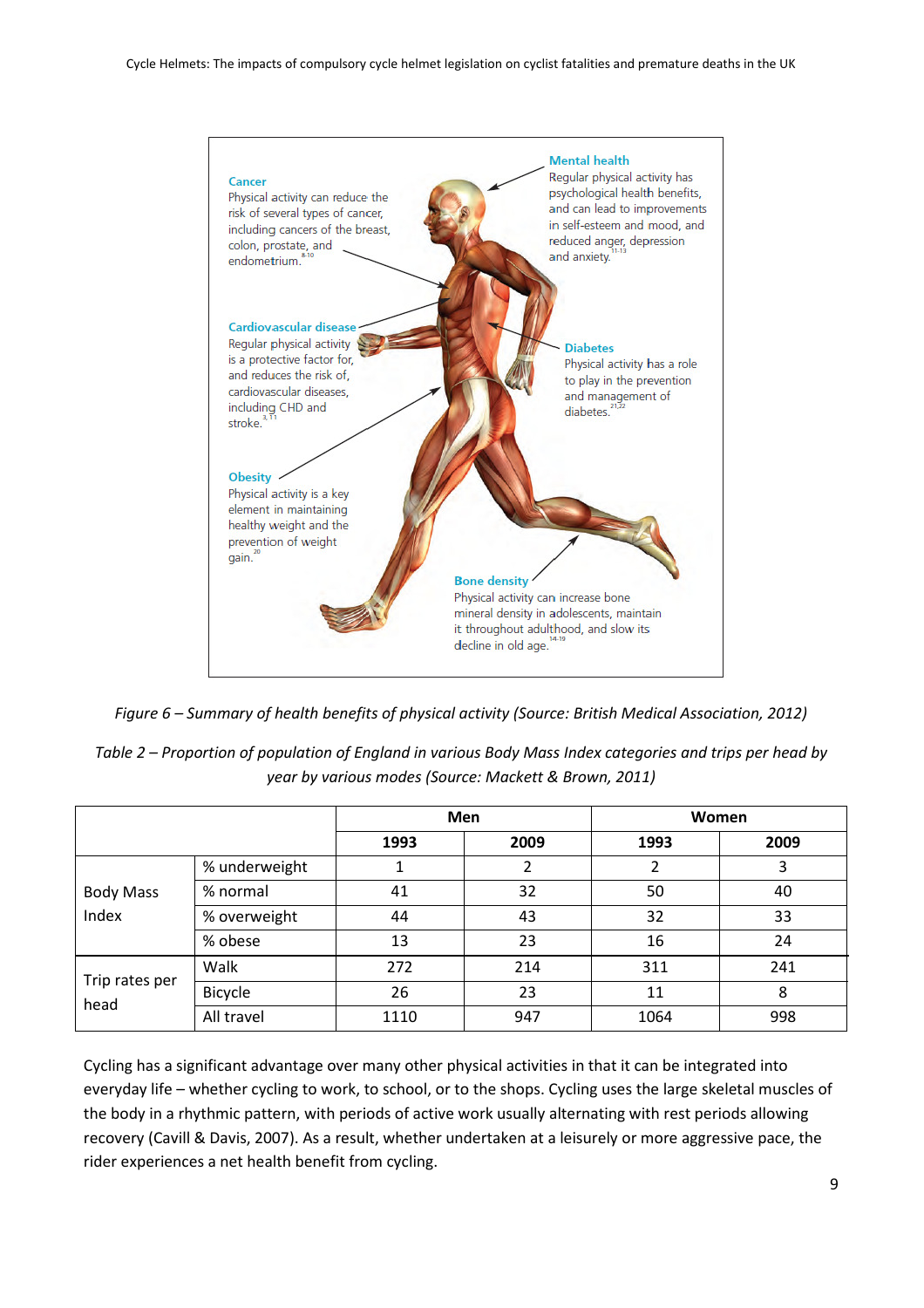**Cancer**
Physical activity can reduce the risk of several types of cancer, including cancers of the breast, colon, prostate, and endometrium.[8-10]

**Mental health**
Regular physical activity has psychological health benefits, and can lead to improvements in self-esteem and mood, and reduced anger, depression and anxiety.[11-13]

**Cardiovascular disease**
Regular physical activity is a protective factor for, and reduces the risk of, cardiovascular diseases, including CHD and stroke.[3, 11]

**Diabetes**
Physical activity has a role to play in the prevention and management of diabetes.[21,22]

**Obesity**
Physical activity is a key element in maintaining healthy weight and the prevention of weight gain.[20]

**Bone density**
Physical activity can increase bone mineral density in adolescents, maintain it throughout adulthood, and slow its decline in old age.[14-19]

*Figure 6 – Summary of health benefits of physical activity (Source: British Medical Association, 2012)*

*Table 2 – Proportion of population of England in various Body Mass Index categories and trips per head by year by various modes (Source: Mackett & Brown, 2011)*

| | | Men | | Women | |
|---|---|---|---|---|---|
| | | **1993** | **2009** | **1993** | **2009** |
| Body Mass Index | % underweight | 1 | 2 | 2 | 3 |
| | % normal | 41 | 32 | 50 | 40 |
| | % overweight | 44 | 43 | 32 | 33 |
| | % obese | 13 | 23 | 16 | 24 |
| Trip rates per head | Walk | 272 | 214 | 311 | 241 |
| | Bicycle | 26 | 23 | 11 | 8 |
| | All travel | 1110 | 947 | 1064 | 998 |

Cycling has a significant advantage over many other physical activities in that it can be integrated into everyday life – whether cycling to work, to school, or to the shops. Cycling uses the large skeletal muscles of the body in a rhythmic pattern, with periods of active work usually alternating with rest periods allowing recovery (Cavill & Davis, 2007). As a result, whether undertaken at a leisurely or more aggressive pace, the rider experiences a net health benefit from cycling.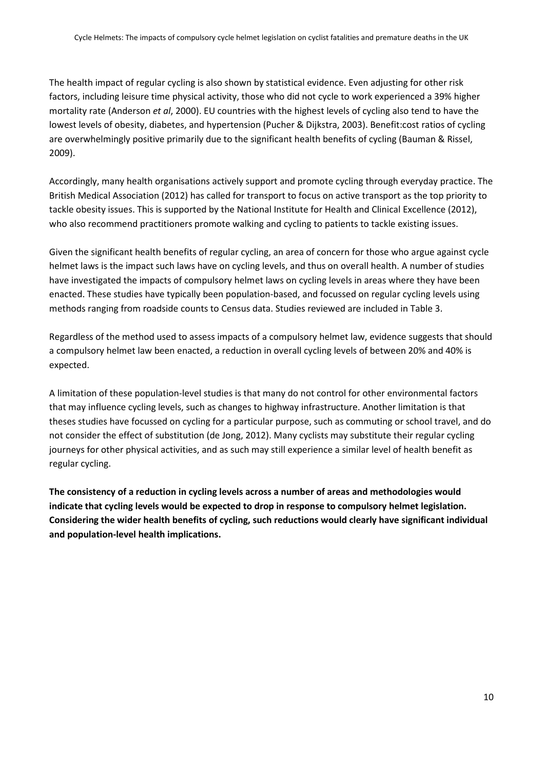The health impact of regular cycling is also shown by statistical evidence. Even adjusting for other risk factors, including leisure time physical activity, those who did not cycle to work experienced a 39% higher mortality rate (Anderson *et al*, 2000). EU countries with the highest levels of cycling also tend to have the lowest levels of obesity, diabetes, and hypertension (Pucher & Dijkstra, 2003). Benefit:cost ratios of cycling are overwhelmingly positive primarily due to the significant health benefits of cycling (Bauman & Rissel, 2009).

Accordingly, many health organisations actively support and promote cycling through everyday practice. The British Medical Association (2012) has called for transport to focus on active transport as the top priority to tackle obesity issues. This is supported by the National Institute for Health and Clinical Excellence (2012), who also recommend practitioners promote walking and cycling to patients to tackle existing issues.

Given the significant health benefits of regular cycling, an area of concern for those who argue against cycle helmet laws is the impact such laws have on cycling levels, and thus on overall health. A number of studies have investigated the impacts of compulsory helmet laws on cycling levels in areas where they have been enacted. These studies have typically been population-based, and focussed on regular cycling levels using methods ranging from roadside counts to Census data. Studies reviewed are included in Table 3.

Regardless of the method used to assess impacts of a compulsory helmet law, evidence suggests that should a compulsory helmet law been enacted, a reduction in overall cycling levels of between 20% and 40% is expected.

A limitation of these population-level studies is that many do not control for other environmental factors that may influence cycling levels, such as changes to highway infrastructure. Another limitation is that theses studies have focussed on cycling for a particular purpose, such as commuting or school travel, and do not consider the effect of substitution (de Jong, 2012). Many cyclists may substitute their regular cycling journeys for other physical activities, and as such may still experience a similar level of health benefit as regular cycling.

**The consistency of a reduction in cycling levels across a number of areas and methodologies would indicate that cycling levels would be expected to drop in response to compulsory helmet legislation. Considering the wider health benefits of cycling, such reductions would clearly have significant individual and population-level health implications.**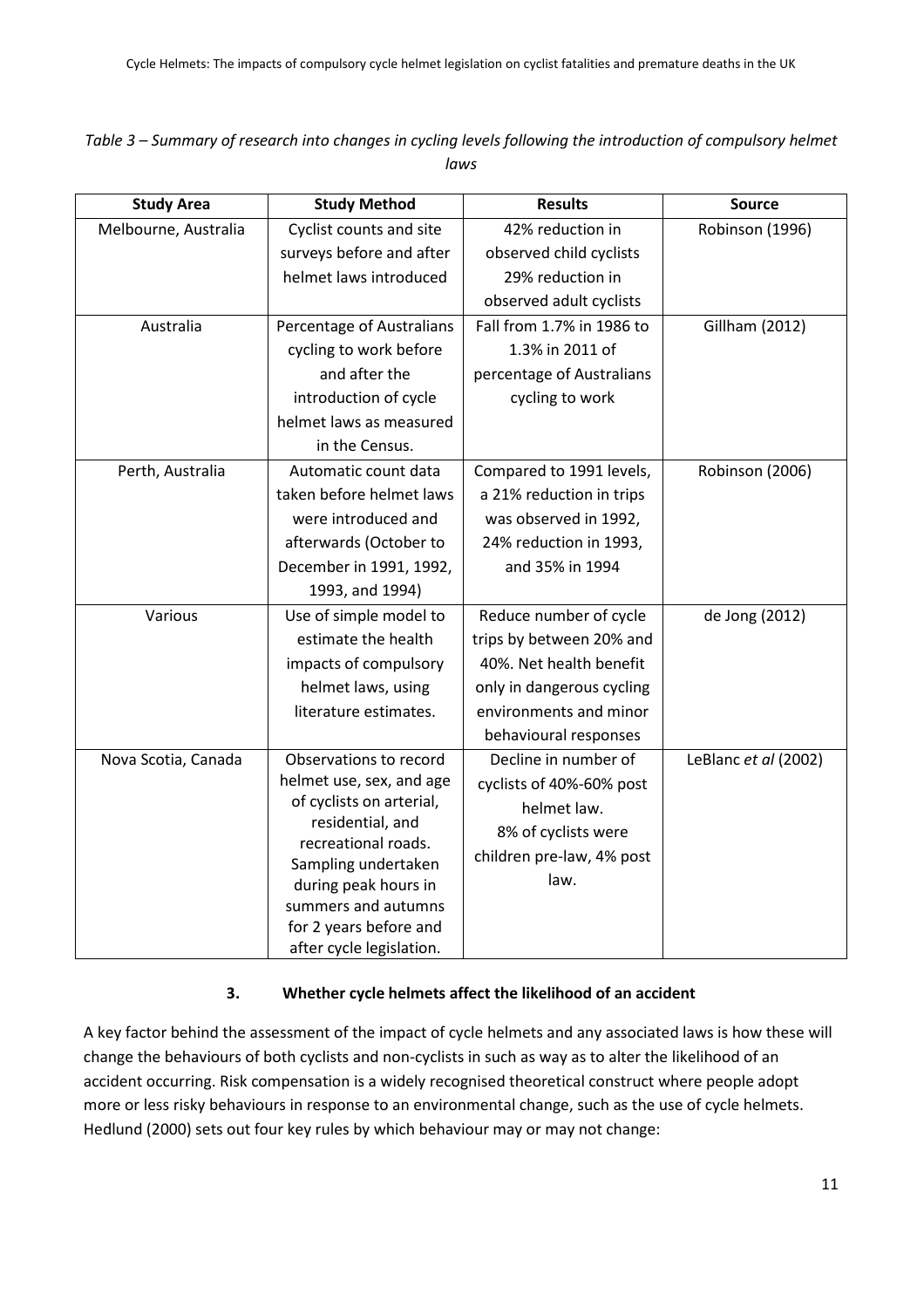*Table 3 – Summary of research into changes in cycling levels following the introduction of compulsory helmet laws*

| Study Area | Study Method | Results | Source |
|---|---|---|---|
| Melbourne, Australia | Cyclist counts and site surveys before and after helmet laws introduced | 42% reduction in observed child cyclists 29% reduction in observed adult cyclists | Robinson (1996) |
| Australia | Percentage of Australians cycling to work before and after the introduction of cycle helmet laws as measured in the Census. | Fall from 1.7% in 1986 to 1.3% in 2011 of percentage of Australians cycling to work | Gillham (2012) |
| Perth, Australia | Automatic count data taken before helmet laws were introduced and afterwards (October to December in 1991, 1992, 1993, and 1994) | Compared to 1991 levels, a 21% reduction in trips was observed in 1992, 24% reduction in 1993, and 35% in 1994 | Robinson (2006) |
| Various | Use of simple model to estimate the health impacts of compulsory helmet laws, using literature estimates. | Reduce number of cycle trips by between 20% and 40%. Net health benefit only in dangerous cycling environments and minor behavioural responses | de Jong (2012) |
| Nova Scotia, Canada | Observations to record helmet use, sex, and age of cyclists on arterial, residential, and recreational roads. Sampling undertaken during peak hours in summers and autumns for 2 years before and after cycle legislation. | Decline in number of cyclists of 40%-60% post helmet law. 8% of cyclists were children pre-law, 4% post law. | LeBlanc *et al* (2002) |

### 3. Whether cycle helmets affect the likelihood of an accident

A key factor behind the assessment of the impact of cycle helmets and any associated laws is how these will change the behaviours of both cyclists and non-cyclists in such as way as to alter the likelihood of an accident occurring. Risk compensation is a widely recognised theoretical construct where people adopt more or less risky behaviours in response to an environmental change, such as the use of cycle helmets. Hedlund (2000) sets out four key rules by which behaviour may or may not change: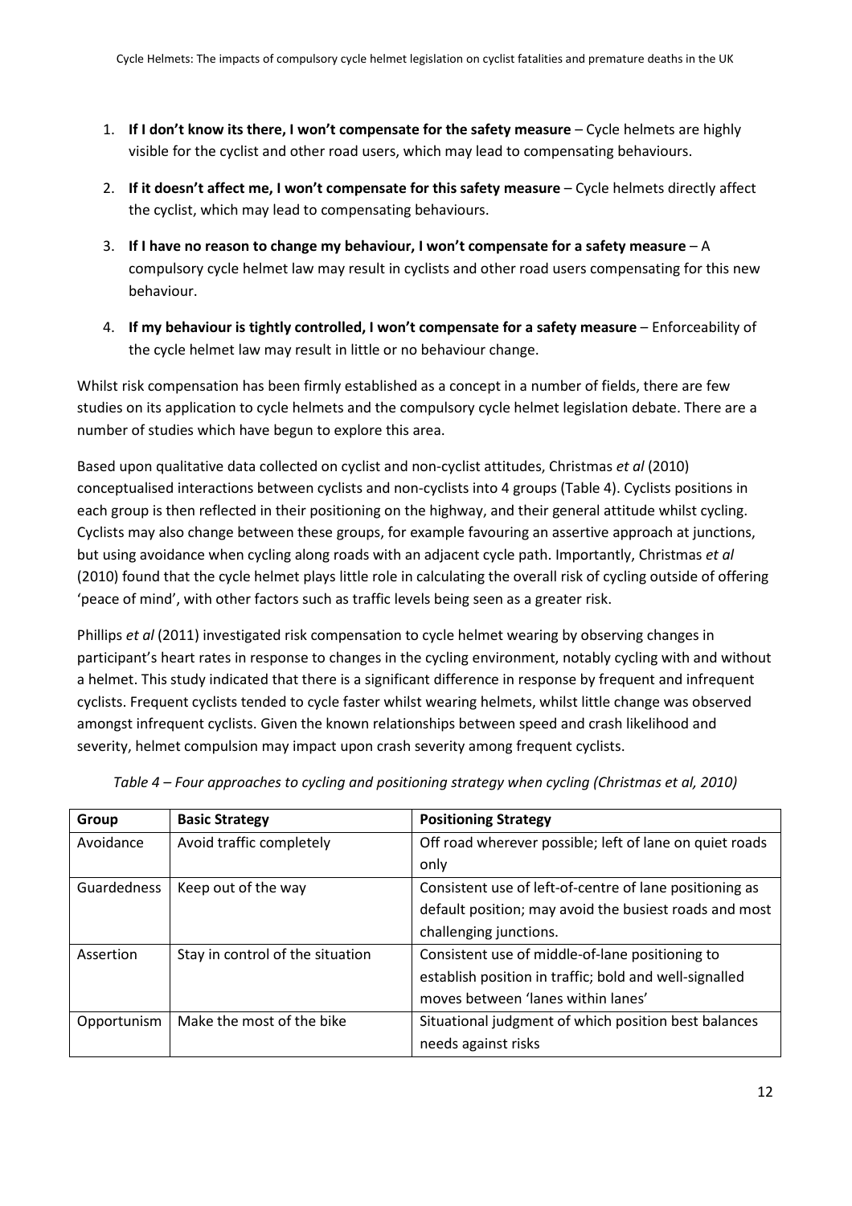1. **If I don't know its there, I won't compensate for the safety measure** – Cycle helmets are highly visible for the cyclist and other road users, which may lead to compensating behaviours.

2. **If it doesn't affect me, I won't compensate for this safety measure** – Cycle helmets directly affect the cyclist, which may lead to compensating behaviours.

3. **If I have no reason to change my behaviour, I won't compensate for a safety measure** – A compulsory cycle helmet law may result in cyclists and other road users compensating for this new behaviour.

4. **If my behaviour is tightly controlled, I won't compensate for a safety measure** – Enforceability of the cycle helmet law may result in little or no behaviour change.

Whilst risk compensation has been firmly established as a concept in a number of fields, there are few studies on its application to cycle helmets and the compulsory cycle helmet legislation debate. There are a number of studies which have begun to explore this area.

Based upon qualitative data collected on cyclist and non-cyclist attitudes, Christmas *et al* (2010) conceptualised interactions between cyclists and non-cyclists into 4 groups (Table 4). Cyclists positions in each group is then reflected in their positioning on the highway, and their general attitude whilst cycling. Cyclists may also change between these groups, for example favouring an assertive approach at junctions, but using avoidance when cycling along roads with an adjacent cycle path. Importantly, Christmas *et al* (2010) found that the cycle helmet plays little role in calculating the overall risk of cycling outside of offering 'peace of mind', with other factors such as traffic levels being seen as a greater risk.

Phillips *et al* (2011) investigated risk compensation to cycle helmet wearing by observing changes in participant's heart rates in response to changes in the cycling environment, notably cycling with and without a helmet. This study indicated that there is a significant difference in response by frequent and infrequent cyclists. Frequent cyclists tended to cycle faster whilst wearing helmets, whilst little change was observed amongst infrequent cyclists. Given the known relationships between speed and crash likelihood and severity, helmet compulsion may impact upon crash severity among frequent cyclists.

*Table 4 – Four approaches to cycling and positioning strategy when cycling (Christmas et al, 2010)*

| Group | Basic Strategy | Positioning Strategy |
|---|---|---|
| Avoidance | Avoid traffic completely | Off road wherever possible; left of lane on quiet roads only |
| Guardedness | Keep out of the way | Consistent use of left-of-centre of lane positioning as default position; may avoid the busiest roads and most challenging junctions. |
| Assertion | Stay in control of the situation | Consistent use of middle-of-lane positioning to establish position in traffic; bold and well-signalled moves between 'lanes within lanes' |
| Opportunism | Make the most of the bike | Situational judgment of which position best balances needs against risks |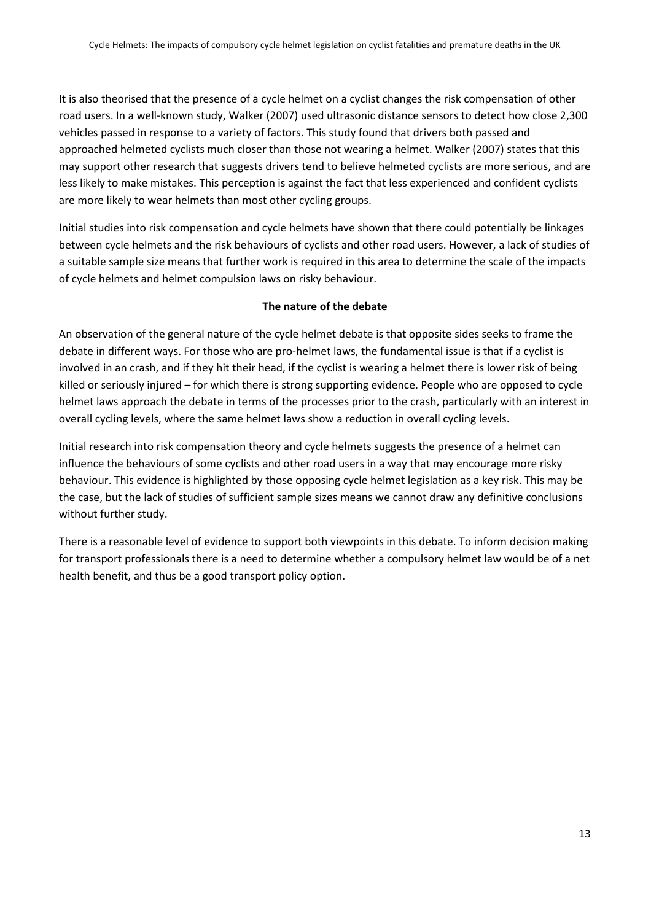It is also theorised that the presence of a cycle helmet on a cyclist changes the risk compensation of other road users. In a well-known study, Walker (2007) used ultrasonic distance sensors to detect how close 2,300 vehicles passed in response to a variety of factors. This study found that drivers both passed and approached helmeted cyclists much closer than those not wearing a helmet. Walker (2007) states that this may support other research that suggests drivers tend to believe helmeted cyclists are more serious, and are less likely to make mistakes. This perception is against the fact that less experienced and confident cyclists are more likely to wear helmets than most other cycling groups.

Initial studies into risk compensation and cycle helmets have shown that there could potentially be linkages between cycle helmets and the risk behaviours of cyclists and other road users. However, a lack of studies of a suitable sample size means that further work is required in this area to determine the scale of the impacts of cycle helmets and helmet compulsion laws on risky behaviour.

**The nature of the debate**

An observation of the general nature of the cycle helmet debate is that opposite sides seeks to frame the debate in different ways. For those who are pro-helmet laws, the fundamental issue is that if a cyclist is involved in an crash, and if they hit their head, if the cyclist is wearing a helmet there is lower risk of being killed or seriously injured – for which there is strong supporting evidence. People who are opposed to cycle helmet laws approach the debate in terms of the processes prior to the crash, particularly with an interest in overall cycling levels, where the same helmet laws show a reduction in overall cycling levels.

Initial research into risk compensation theory and cycle helmets suggests the presence of a helmet can influence the behaviours of some cyclists and other road users in a way that may encourage more risky behaviour. This evidence is highlighted by those opposing cycle helmet legislation as a key risk. This may be the case, but the lack of studies of sufficient sample sizes means we cannot draw any definitive conclusions without further study.

There is a reasonable level of evidence to support both viewpoints in this debate. To inform decision making for transport professionals there is a need to determine whether a compulsory helmet law would be of a net health benefit, and thus be a good transport policy option.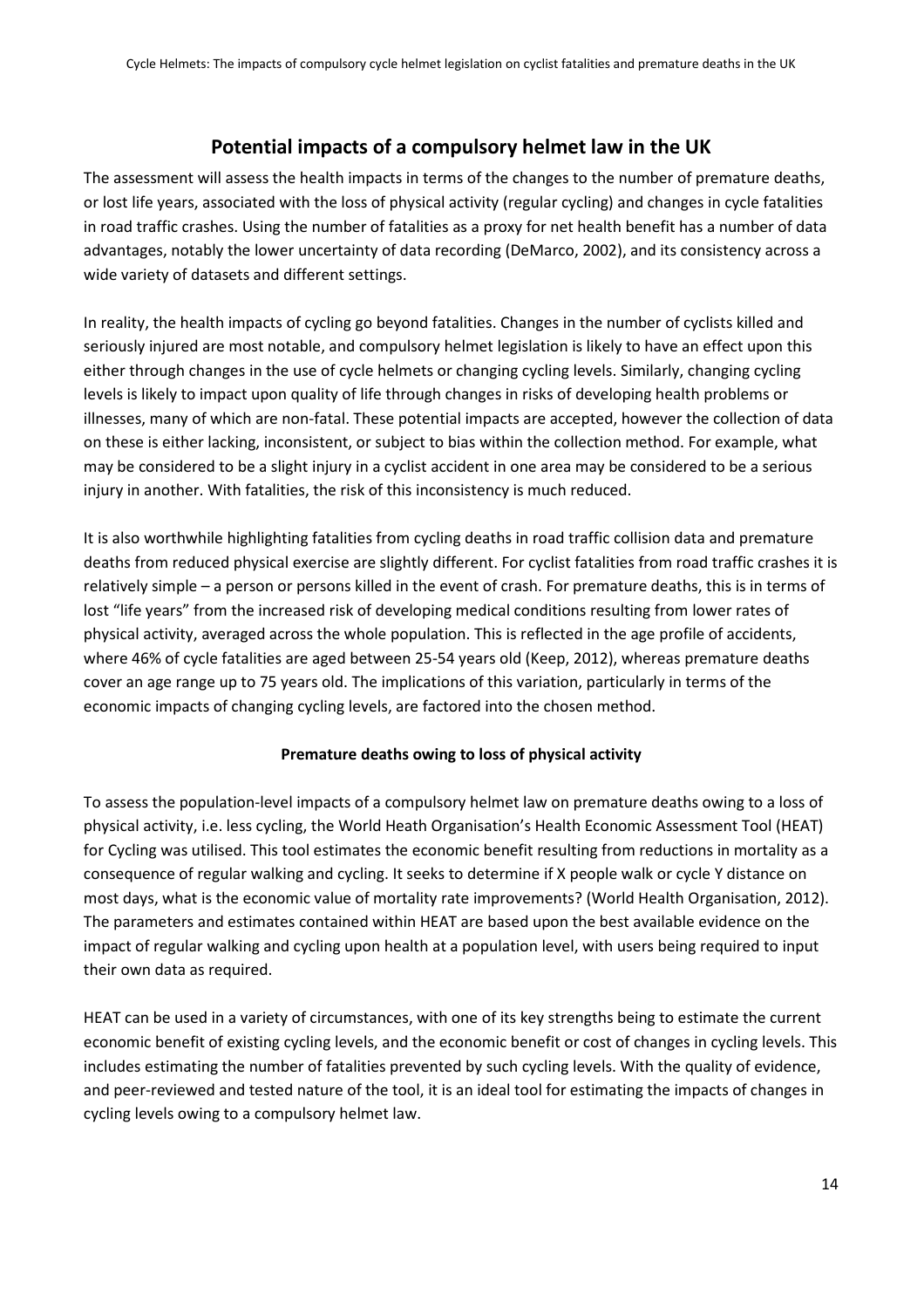## Potential impacts of a compulsory helmet law in the UK

The assessment will assess the health impacts in terms of the changes to the number of premature deaths, or lost life years, associated with the loss of physical activity (regular cycling) and changes in cycle fatalities in road traffic crashes. Using the number of fatalities as a proxy for net health benefit has a number of data advantages, notably the lower uncertainty of data recording (DeMarco, 2002), and its consistency across a wide variety of datasets and different settings.

In reality, the health impacts of cycling go beyond fatalities. Changes in the number of cyclists killed and seriously injured are most notable, and compulsory helmet legislation is likely to have an effect upon this either through changes in the use of cycle helmets or changing cycling levels. Similarly, changing cycling levels is likely to impact upon quality of life through changes in risks of developing health problems or illnesses, many of which are non-fatal. These potential impacts are accepted, however the collection of data on these is either lacking, inconsistent, or subject to bias within the collection method. For example, what may be considered to be a slight injury in a cyclist accident in one area may be considered to be a serious injury in another. With fatalities, the risk of this inconsistency is much reduced.

It is also worthwhile highlighting fatalities from cycling deaths in road traffic collision data and premature deaths from reduced physical exercise are slightly different. For cyclist fatalities from road traffic crashes it is relatively simple – a person or persons killed in the event of crash. For premature deaths, this is in terms of lost "life years" from the increased risk of developing medical conditions resulting from lower rates of physical activity, averaged across the whole population. This is reflected in the age profile of accidents, where 46% of cycle fatalities are aged between 25-54 years old (Keep, 2012), whereas premature deaths cover an age range up to 75 years old. The implications of this variation, particularly in terms of the economic impacts of changing cycling levels, are factored into the chosen method.

### Premature deaths owing to loss of physical activity

To assess the population-level impacts of a compulsory helmet law on premature deaths owing to a loss of physical activity, i.e. less cycling, the World Heath Organisation's Health Economic Assessment Tool (HEAT) for Cycling was utilised. This tool estimates the economic benefit resulting from reductions in mortality as a consequence of regular walking and cycling. It seeks to determine if X people walk or cycle Y distance on most days, what is the economic value of mortality rate improvements? (World Health Organisation, 2012). The parameters and estimates contained within HEAT are based upon the best available evidence on the impact of regular walking and cycling upon health at a population level, with users being required to input their own data as required.

HEAT can be used in a variety of circumstances, with one of its key strengths being to estimate the current economic benefit of existing cycling levels, and the economic benefit or cost of changes in cycling levels. This includes estimating the number of fatalities prevented by such cycling levels. With the quality of evidence, and peer-reviewed and tested nature of the tool, it is an ideal tool for estimating the impacts of changes in cycling levels owing to a compulsory helmet law.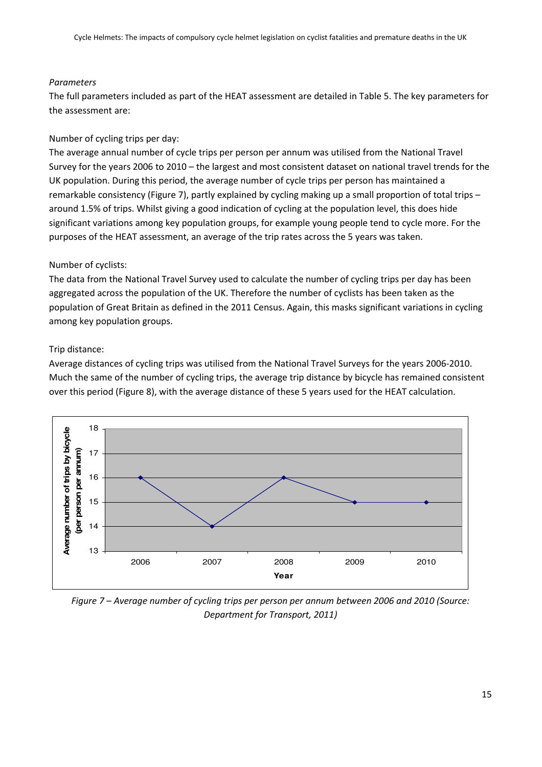*Parameters*

The full parameters included as part of the HEAT assessment are detailed in Table 5. The key parameters for the assessment are:

Number of cycling trips per day:

The average annual number of cycle trips per person per annum was utilised from the National Travel Survey for the years 2006 to 2010 – the largest and most consistent dataset on national travel trends for the UK population. During this period, the average number of cycle trips per person has maintained a remarkable consistency (Figure 7), partly explained by cycling making up a small proportion of total trips – around 1.5% of trips. Whilst giving a good indication of cycling at the population level, this does hide significant variations among key population groups, for example young people tend to cycle more. For the purposes of the HEAT assessment, an average of the trip rates across the 5 years was taken.

Number of cyclists:

The data from the National Travel Survey used to calculate the number of cycling trips per day has been aggregated across the population of the UK. Therefore the number of cyclists has been taken as the population of Great Britain as defined in the 2011 Census. Again, this masks significant variations in cycling among key population groups.

Trip distance:

Average distances of cycling trips was utilised from the National Travel Surveys for the years 2006-2010. Much the same of the number of cycling trips, the average trip distance by bicycle has remained consistent over this period (Figure 8), with the average distance of these 5 years used for the HEAT calculation.

*Figure 7 – Average number of cycling trips per person per annum between 2006 and 2010 (Source: Department for Transport, 2011)*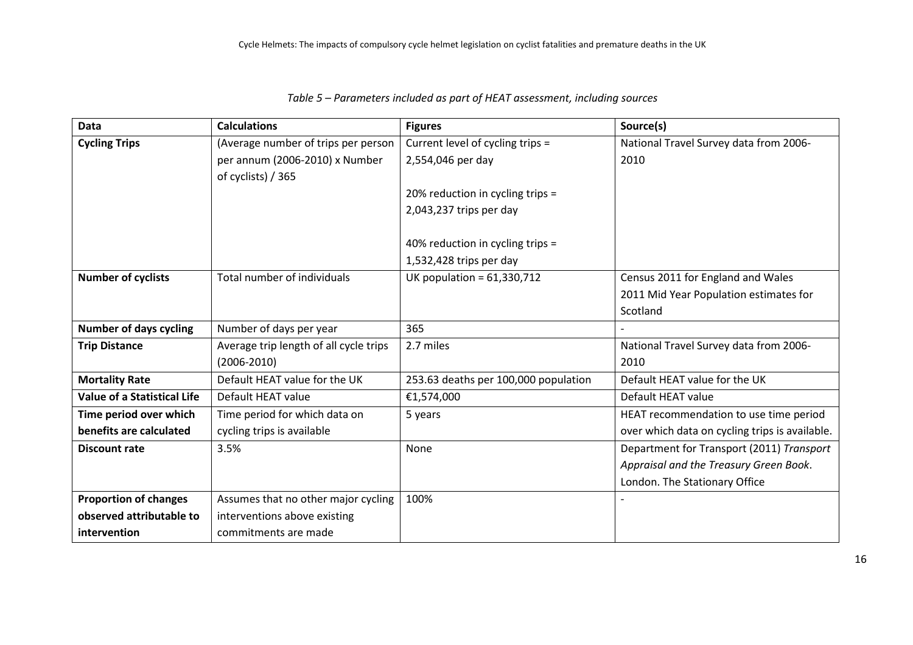*Table 5 – Parameters included as part of HEAT assessment, including sources*

| Data | Calculations | Figures | Source(s) |
|---|---|---|---|
| **Cycling Trips** | (Average number of trips per person per annum (2006-2010) x Number of cyclists) / 365 | Current level of cycling trips = 2,554,046 per day<br><br>20% reduction in cycling trips = 2,043,237 trips per day<br><br>40% reduction in cycling trips = 1,532,428 trips per day | National Travel Survey data from 2006-2010 |
| **Number of cyclists** | Total number of individuals | UK population = 61,330,712 | Census 2011 for England and Wales<br>2011 Mid Year Population estimates for Scotland |
| **Number of days cycling** | Number of days per year | 365 | - |
| **Trip Distance** | Average trip length of all cycle trips (2006-2010) | 2.7 miles | National Travel Survey data from 2006-2010 |
| **Mortality Rate** | Default HEAT value for the UK | 253.63 deaths per 100,000 population | Default HEAT value for the UK |
| **Value of a Statistical Life** | Default HEAT value | €1,574,000 | Default HEAT value |
| **Time period over which benefits are calculated** | Time period for which data on cycling trips is available | 5 years | HEAT recommendation to use time period over which data on cycling trips is available. |
| **Discount rate** | 3.5% | None | Department for Transport (2011) *Transport Appraisal and the Treasury Green Book*. London. The Stationary Office |
| **Proportion of changes observed attributable to intervention** | Assumes that no other major cycling interventions above existing commitments are made | 100% | - |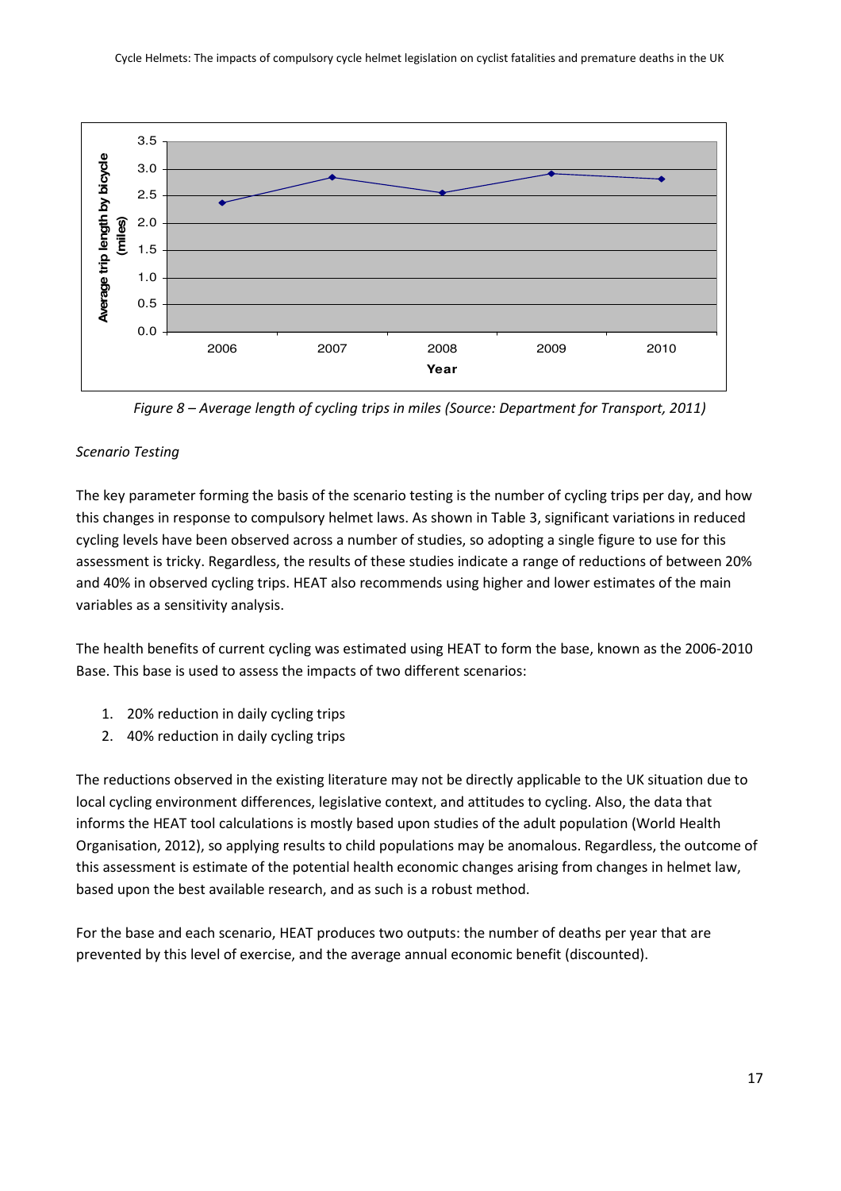*Figure 8 – Average length of cycling trips in miles (Source: Department for Transport, 2011)*

*Scenario Testing*

The key parameter forming the basis of the scenario testing is the number of cycling trips per day, and how this changes in response to compulsory helmet laws. As shown in Table 3, significant variations in reduced cycling levels have been observed across a number of studies, so adopting a single figure to use for this assessment is tricky. Regardless, the results of these studies indicate a range of reductions of between 20% and 40% in observed cycling trips. HEAT also recommends using higher and lower estimates of the main variables as a sensitivity analysis.

The health benefits of current cycling was estimated using HEAT to form the base, known as the 2006-2010 Base. This base is used to assess the impacts of two different scenarios:

1. 20% reduction in daily cycling trips
2. 40% reduction in daily cycling trips

The reductions observed in the existing literature may not be directly applicable to the UK situation due to local cycling environment differences, legislative context, and attitudes to cycling. Also, the data that informs the HEAT tool calculations is mostly based upon studies of the adult population (World Health Organisation, 2012), so applying results to child populations may be anomalous. Regardless, the outcome of this assessment is estimate of the potential health economic changes arising from changes in helmet law, based upon the best available research, and as such is a robust method.

For the base and each scenario, HEAT produces two outputs: the number of deaths per year that are prevented by this level of exercise, and the average annual economic benefit (discounted).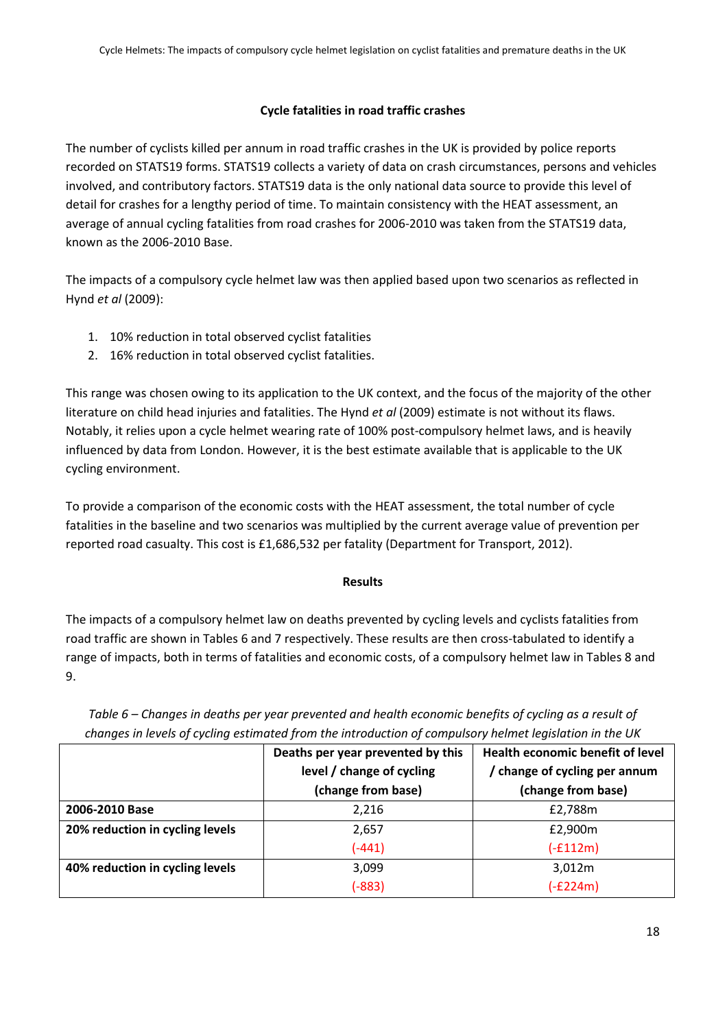### Cycle fatalities in road traffic crashes

The number of cyclists killed per annum in road traffic crashes in the UK is provided by police reports recorded on STATS19 forms. STATS19 collects a variety of data on crash circumstances, persons and vehicles involved, and contributory factors. STATS19 data is the only national data source to provide this level of detail for crashes for a lengthy period of time. To maintain consistency with the HEAT assessment, an average of annual cycling fatalities from road crashes for 2006-2010 was taken from the STATS19 data, known as the 2006-2010 Base.

The impacts of a compulsory cycle helmet law was then applied based upon two scenarios as reflected in Hynd *et al* (2009):

1. 10% reduction in total observed cyclist fatalities
2. 16% reduction in total observed cyclist fatalities.

This range was chosen owing to its application to the UK context, and the focus of the majority of the other literature on child head injuries and fatalities. The Hynd *et al* (2009) estimate is not without its flaws. Notably, it relies upon a cycle helmet wearing rate of 100% post-compulsory helmet laws, and is heavily influenced by data from London. However, it is the best estimate available that is applicable to the UK cycling environment.

To provide a comparison of the economic costs with the HEAT assessment, the total number of cycle fatalities in the baseline and two scenarios was multiplied by the current average value of prevention per reported road casualty. This cost is £1,686,532 per fatality (Department for Transport, 2012).

### Results

The impacts of a compulsory helmet law on deaths prevented by cycling levels and cyclists fatalities from road traffic are shown in Tables 6 and 7 respectively. These results are then cross-tabulated to identify a range of impacts, both in terms of fatalities and economic costs, of a compulsory helmet law in Tables 8 and 9.

*Table 6 – Changes in deaths per year prevented and health economic benefits of cycling as a result of changes in levels of cycling estimated from the introduction of compulsory helmet legislation in the UK*

| | Deaths per year prevented by this level / change of cycling (change from base) | Health economic benefit of level / change of cycling per annum (change from base) |
|---|---|---|
| **2006-2010 Base** | 2,216 | £2,788m |
| **20% reduction in cycling levels** | 2,657<br>(-441) | £2,900m<br>(-£112m) |
| **40% reduction in cycling levels** | 3,099<br>(-883) | 3,012m<br>(-£224m) |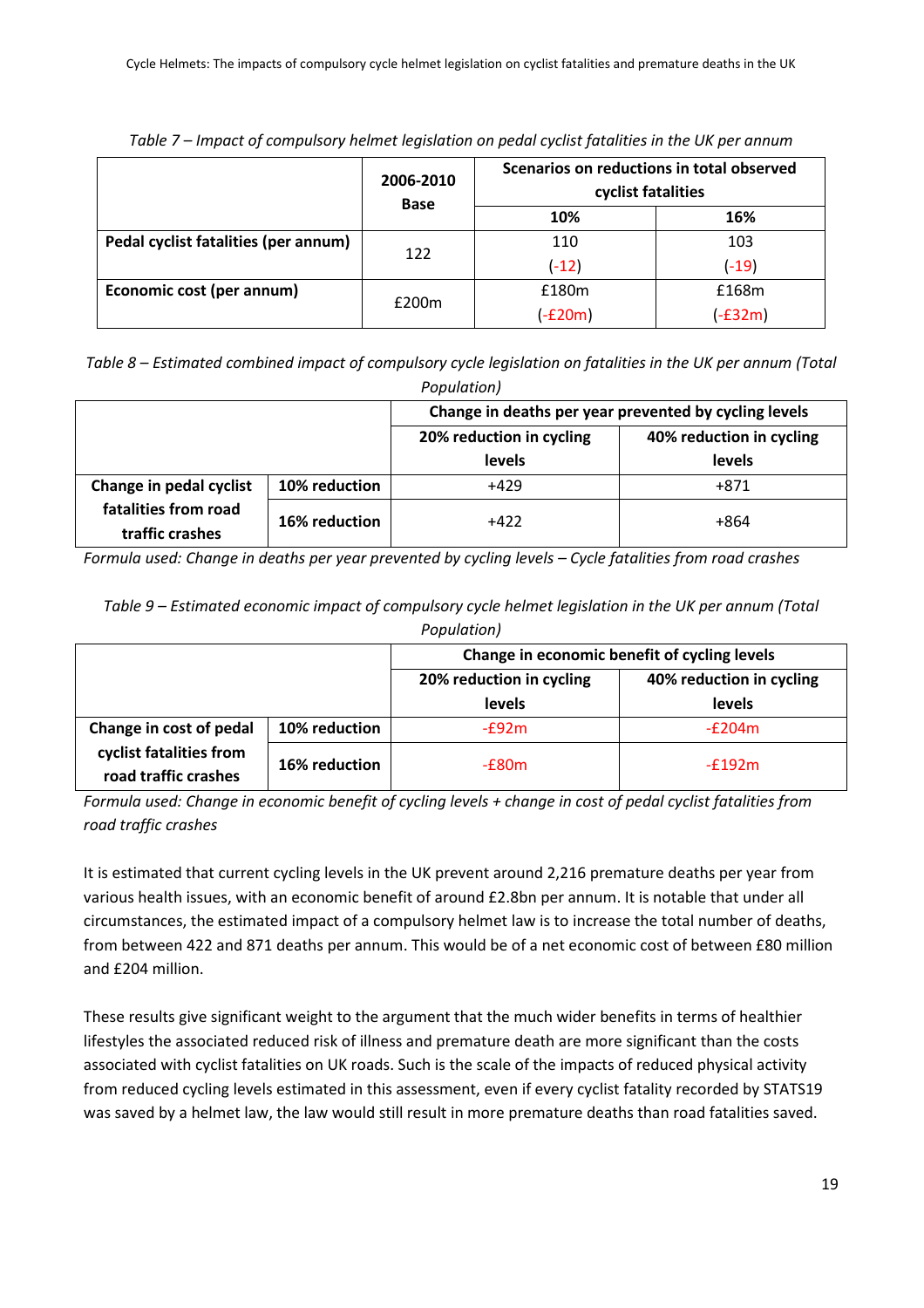*Table 7 – Impact of compulsory helmet legislation on pedal cyclist fatalities in the UK per annum*

| | 2006-2010 Base | Scenarios on reductions in total observed cyclist fatalities | |
|---|---|---|---|
| | | 10% | 16% |
| **Pedal cyclist fatalities (per annum)** | 122 | 110 (-12) | 103 (-19) |
| **Economic cost (per annum)** | £200m | £180m (-£20m) | £168m (-£32m) |

*Table 8 – Estimated combined impact of compulsory cycle legislation on fatalities in the UK per annum (Total Population)*

| | | Change in deaths per year prevented by cycling levels | |
|---|---|---|---|
| | | 20% reduction in cycling levels | 40% reduction in cycling levels |
| **Change in pedal cyclist fatalities from road traffic crashes** | **10% reduction** | +429 | +871 |
| | **16% reduction** | +422 | +864 |

*Formula used: Change in deaths per year prevented by cycling levels – Cycle fatalities from road crashes*

*Table 9 – Estimated economic impact of compulsory cycle helmet legislation in the UK per annum (Total Population)*

| | | Change in economic benefit of cycling levels | |
|---|---|---|---|
| | | 20% reduction in cycling levels | 40% reduction in cycling levels |
| **Change in cost of pedal cyclist fatalities from road traffic crashes** | **10% reduction** | -£92m | -£204m |
| | **16% reduction** | -£80m | -£192m |

*Formula used: Change in economic benefit of cycling levels + change in cost of pedal cyclist fatalities from road traffic crashes*

It is estimated that current cycling levels in the UK prevent around 2,216 premature deaths per year from various health issues, with an economic benefit of around £2.8bn per annum. It is notable that under all circumstances, the estimated impact of a compulsory helmet law is to increase the total number of deaths, from between 422 and 871 deaths per annum. This would be of a net economic cost of between £80 million and £204 million.

These results give significant weight to the argument that the much wider benefits in terms of healthier lifestyles the associated reduced risk of illness and premature death are more significant than the costs associated with cyclist fatalities on UK roads. Such is the scale of the impacts of reduced physical activity from reduced cycling levels estimated in this assessment, even if every cyclist fatality recorded by STATS19 was saved by a helmet law, the law would still result in more premature deaths than road fatalities saved.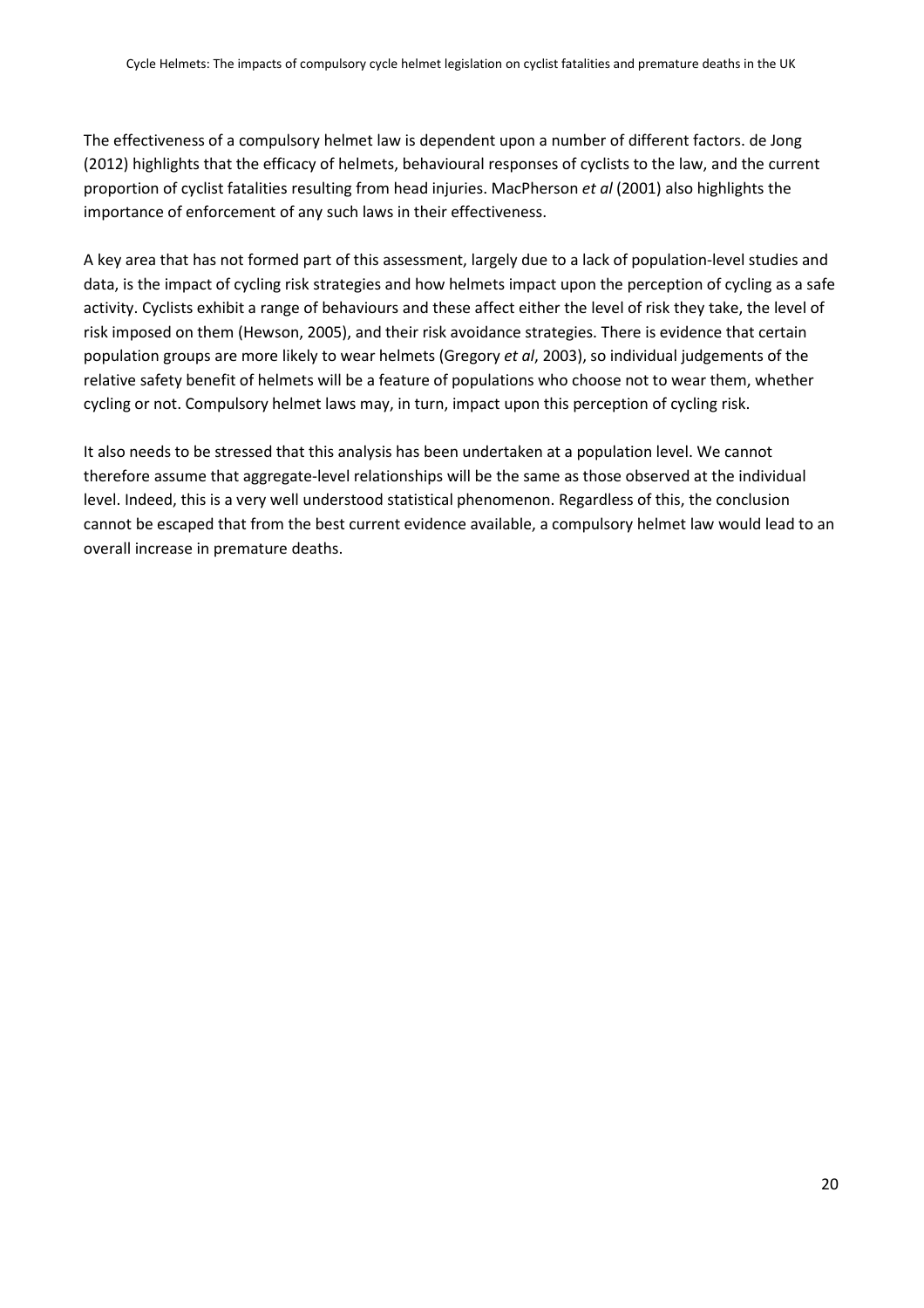The effectiveness of a compulsory helmet law is dependent upon a number of different factors. de Jong (2012) highlights that the efficacy of helmets, behavioural responses of cyclists to the law, and the current proportion of cyclist fatalities resulting from head injuries. MacPherson *et al* (2001) also highlights the importance of enforcement of any such laws in their effectiveness.

A key area that has not formed part of this assessment, largely due to a lack of population-level studies and data, is the impact of cycling risk strategies and how helmets impact upon the perception of cycling as a safe activity. Cyclists exhibit a range of behaviours and these affect either the level of risk they take, the level of risk imposed on them (Hewson, 2005), and their risk avoidance strategies. There is evidence that certain population groups are more likely to wear helmets (Gregory *et al*, 2003), so individual judgements of the relative safety benefit of helmets will be a feature of populations who choose not to wear them, whether cycling or not. Compulsory helmet laws may, in turn, impact upon this perception of cycling risk.

It also needs to be stressed that this analysis has been undertaken at a population level. We cannot therefore assume that aggregate-level relationships will be the same as those observed at the individual level. Indeed, this is a very well understood statistical phenomenon. Regardless of this, the conclusion cannot be escaped that from the best current evidence available, a compulsory helmet law would lead to an overall increase in premature deaths.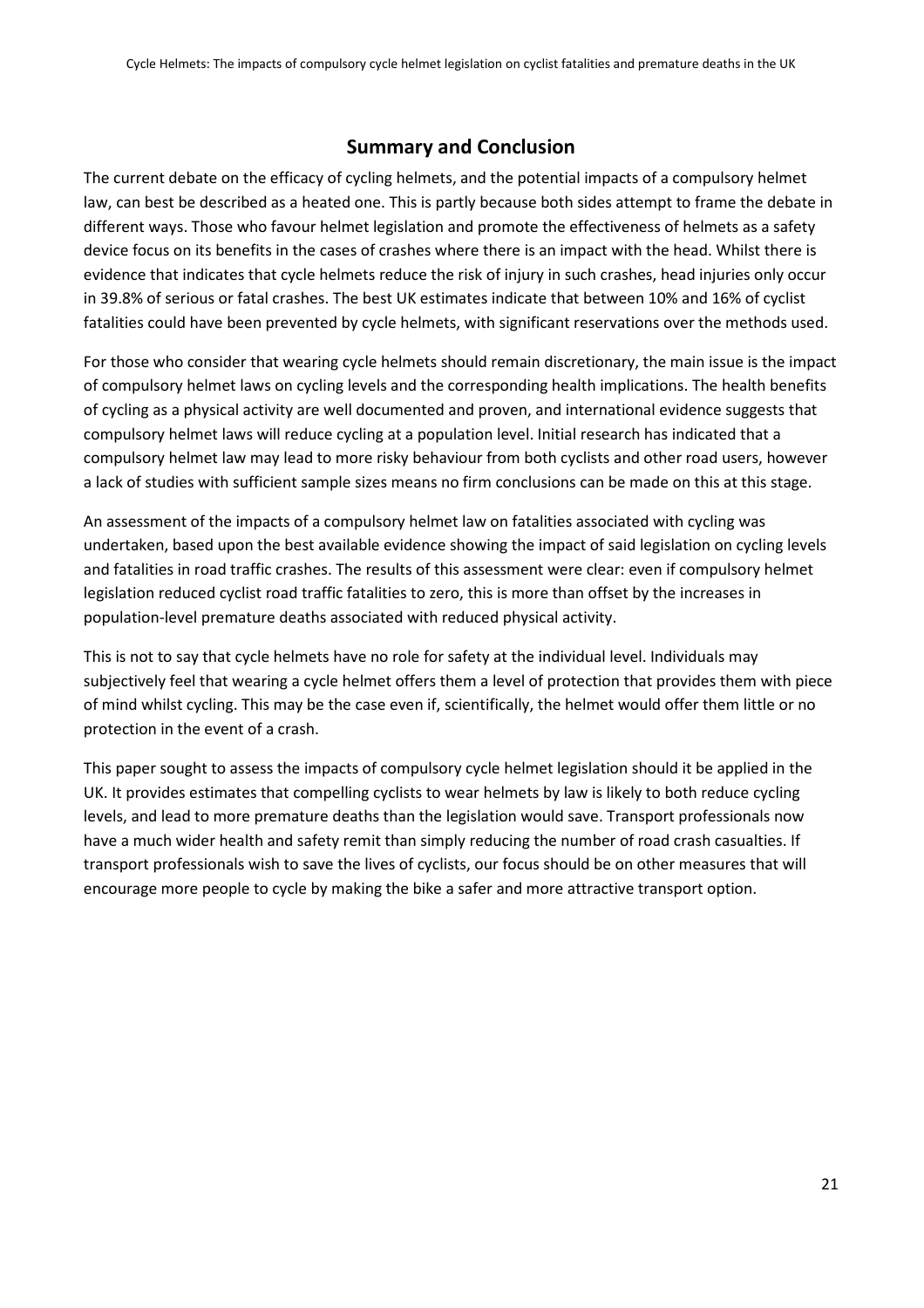## Summary and Conclusion

The current debate on the efficacy of cycling helmets, and the potential impacts of a compulsory helmet law, can best be described as a heated one. This is partly because both sides attempt to frame the debate in different ways. Those who favour helmet legislation and promote the effectiveness of helmets as a safety device focus on its benefits in the cases of crashes where there is an impact with the head. Whilst there is evidence that indicates that cycle helmets reduce the risk of injury in such crashes, head injuries only occur in 39.8% of serious or fatal crashes. The best UK estimates indicate that between 10% and 16% of cyclist fatalities could have been prevented by cycle helmets, with significant reservations over the methods used.

For those who consider that wearing cycle helmets should remain discretionary, the main issue is the impact of compulsory helmet laws on cycling levels and the corresponding health implications. The health benefits of cycling as a physical activity are well documented and proven, and international evidence suggests that compulsory helmet laws will reduce cycling at a population level. Initial research has indicated that a compulsory helmet law may lead to more risky behaviour from both cyclists and other road users, however a lack of studies with sufficient sample sizes means no firm conclusions can be made on this at this stage.

An assessment of the impacts of a compulsory helmet law on fatalities associated with cycling was undertaken, based upon the best available evidence showing the impact of said legislation on cycling levels and fatalities in road traffic crashes. The results of this assessment were clear: even if compulsory helmet legislation reduced cyclist road traffic fatalities to zero, this is more than offset by the increases in population-level premature deaths associated with reduced physical activity.

This is not to say that cycle helmets have no role for safety at the individual level. Individuals may subjectively feel that wearing a cycle helmet offers them a level of protection that provides them with piece of mind whilst cycling. This may be the case even if, scientifically, the helmet would offer them little or no protection in the event of a crash.

This paper sought to assess the impacts of compulsory cycle helmet legislation should it be applied in the UK. It provides estimates that compelling cyclists to wear helmets by law is likely to both reduce cycling levels, and lead to more premature deaths than the legislation would save. Transport professionals now have a much wider health and safety remit than simply reducing the number of road crash casualties. If transport professionals wish to save the lives of cyclists, our focus should be on other measures that will encourage more people to cycle by making the bike a safer and more attractive transport option.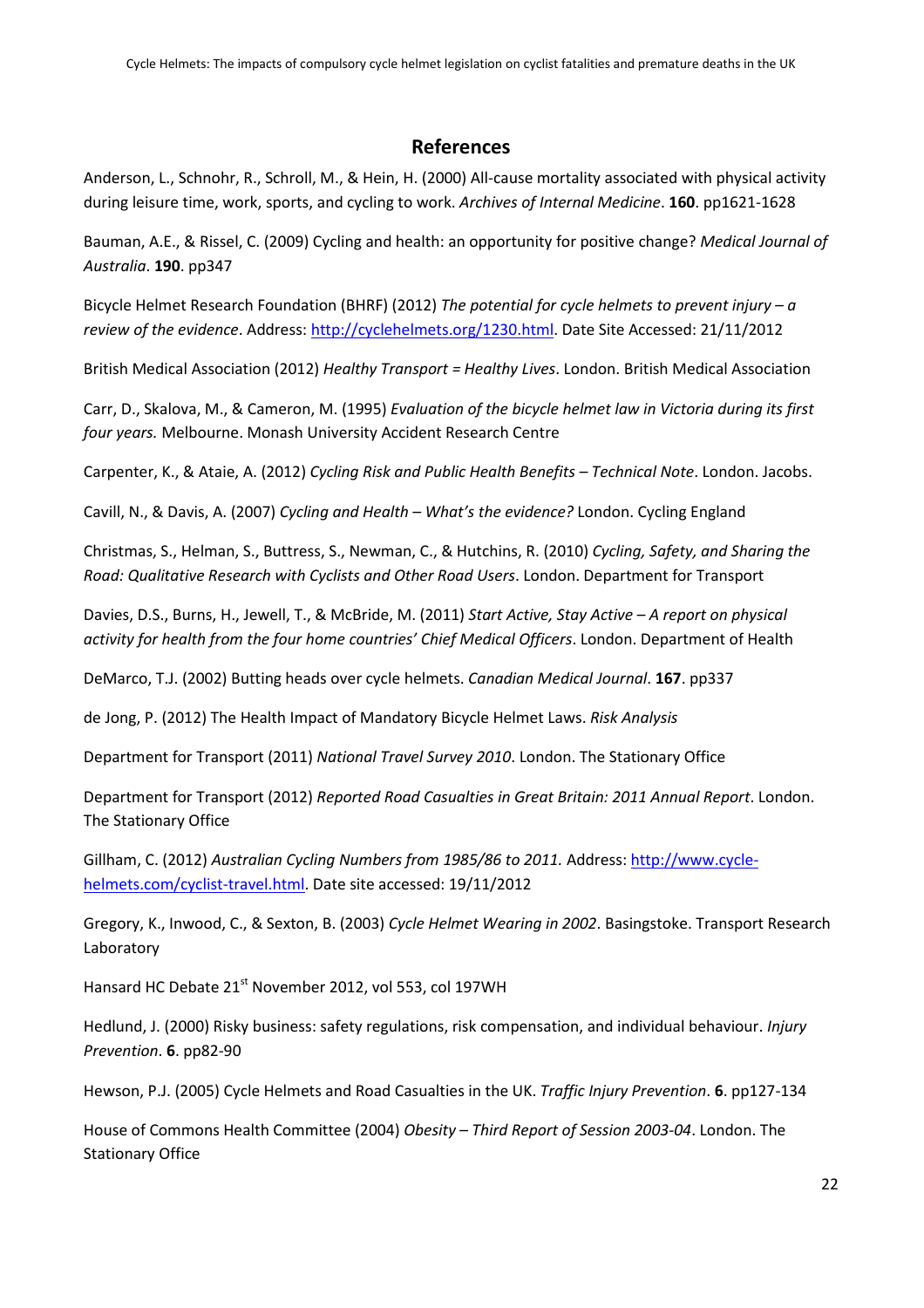## References

Anderson, L., Schnohr, R., Schroll, M., & Hein, H. (2000) All-cause mortality associated with physical activity during leisure time, work, sports, and cycling to work. *Archives of Internal Medicine*. **160**. pp1621-1628

Bauman, A.E., & Rissel, C. (2009) Cycling and health: an opportunity for positive change? *Medical Journal of Australia*. **190**. pp347

Bicycle Helmet Research Foundation (BHRF) (2012) *The potential for cycle helmets to prevent injury – a review of the evidence*. Address: http://cyclehelmets.org/1230.html. Date Site Accessed: 21/11/2012

British Medical Association (2012) *Healthy Transport = Healthy Lives*. London. British Medical Association

Carr, D., Skalova, M., & Cameron, M. (1995) *Evaluation of the bicycle helmet law in Victoria during its first four years.* Melbourne. Monash University Accident Research Centre

Carpenter, K., & Ataie, A. (2012) *Cycling Risk and Public Health Benefits – Technical Note*. London. Jacobs.

Cavill, N., & Davis, A. (2007) *Cycling and Health – What's the evidence?* London. Cycling England

Christmas, S., Helman, S., Buttress, S., Newman, C., & Hutchins, R. (2010) *Cycling, Safety, and Sharing the Road: Qualitative Research with Cyclists and Other Road Users*. London. Department for Transport

Davies, D.S., Burns, H., Jewell, T., & McBride, M. (2011) *Start Active, Stay Active – A report on physical activity for health from the four home countries' Chief Medical Officers*. London. Department of Health

DeMarco, T.J. (2002) Butting heads over cycle helmets. *Canadian Medical Journal*. **167**. pp337

de Jong, P. (2012) The Health Impact of Mandatory Bicycle Helmet Laws. *Risk Analysis*

Department for Transport (2011) *National Travel Survey 2010*. London. The Stationary Office

Department for Transport (2012) *Reported Road Casualties in Great Britain: 2011 Annual Report*. London. The Stationary Office

Gillham, C. (2012) *Australian Cycling Numbers from 1985/86 to 2011.* Address: http://www.cycle-helmets.com/cyclist-travel.html. Date site accessed: 19/11/2012

Gregory, K., Inwood, C., & Sexton, B. (2003) *Cycle Helmet Wearing in 2002*. Basingstoke. Transport Research Laboratory

Hansard HC Debate 21st November 2012, vol 553, col 197WH

Hedlund, J. (2000) Risky business: safety regulations, risk compensation, and individual behaviour. *Injury Prevention*. **6**. pp82-90

Hewson, P.J. (2005) Cycle Helmets and Road Casualties in the UK. *Traffic Injury Prevention*. **6**. pp127-134

House of Commons Health Committee (2004) *Obesity – Third Report of Session 2003-04*. London. The Stationary Office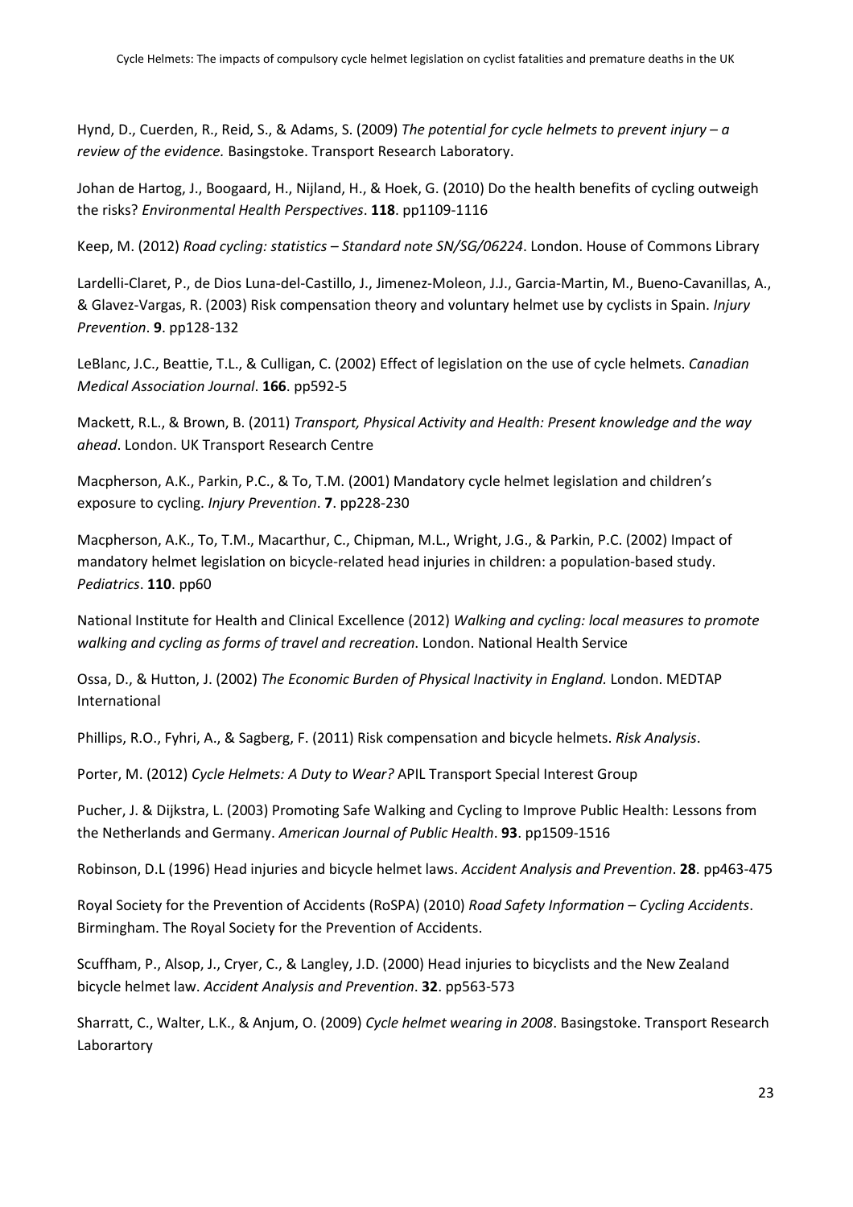Hynd, D., Cuerden, R., Reid, S., & Adams, S. (2009) *The potential for cycle helmets to prevent injury – a review of the evidence.* Basingstoke. Transport Research Laboratory.

Johan de Hartog, J., Boogaard, H., Nijland, H., & Hoek, G. (2010) Do the health benefits of cycling outweigh the risks? *Environmental Health Perspectives*. **118**. pp1109-1116

Keep, M. (2012) *Road cycling: statistics – Standard note SN/SG/06224*. London. House of Commons Library

Lardelli-Claret, P., de Dios Luna-del-Castillo, J., Jimenez-Moleon, J.J., Garcia-Martin, M., Bueno-Cavanillas, A., & Glavez-Vargas, R. (2003) Risk compensation theory and voluntary helmet use by cyclists in Spain. *Injury Prevention*. **9**. pp128-132

LeBlanc, J.C., Beattie, T.L., & Culligan, C. (2002) Effect of legislation on the use of cycle helmets. *Canadian Medical Association Journal*. **166**. pp592-5

Mackett, R.L., & Brown, B. (2011) *Transport, Physical Activity and Health: Present knowledge and the way ahead*. London. UK Transport Research Centre

Macpherson, A.K., Parkin, P.C., & To, T.M. (2001) Mandatory cycle helmet legislation and children's exposure to cycling. *Injury Prevention*. **7**. pp228-230

Macpherson, A.K., To, T.M., Macarthur, C., Chipman, M.L., Wright, J.G., & Parkin, P.C. (2002) Impact of mandatory helmet legislation on bicycle-related head injuries in children: a population-based study. *Pediatrics*. **110**. pp60

National Institute for Health and Clinical Excellence (2012) *Walking and cycling: local measures to promote walking and cycling as forms of travel and recreation*. London. National Health Service

Ossa, D., & Hutton, J. (2002) *The Economic Burden of Physical Inactivity in England.* London. MEDTAP International

Phillips, R.O., Fyhri, A., & Sagberg, F. (2011) Risk compensation and bicycle helmets. *Risk Analysis*.

Porter, M. (2012) *Cycle Helmets: A Duty to Wear?* APIL Transport Special Interest Group

Pucher, J. & Dijkstra, L. (2003) Promoting Safe Walking and Cycling to Improve Public Health: Lessons from the Netherlands and Germany. *American Journal of Public Health*. **93**. pp1509-1516

Robinson, D.L (1996) Head injuries and bicycle helmet laws. *Accident Analysis and Prevention*. **28**. pp463-475

Royal Society for the Prevention of Accidents (RoSPA) (2010) *Road Safety Information – Cycling Accidents*. Birmingham. The Royal Society for the Prevention of Accidents.

Scuffham, P., Alsop, J., Cryer, C., & Langley, J.D. (2000) Head injuries to bicyclists and the New Zealand bicycle helmet law. *Accident Analysis and Prevention*. **32**. pp563-573

Sharratt, C., Walter, L.K., & Anjum, O. (2009) *Cycle helmet wearing in 2008*. Basingstoke. Transport Research Laborartory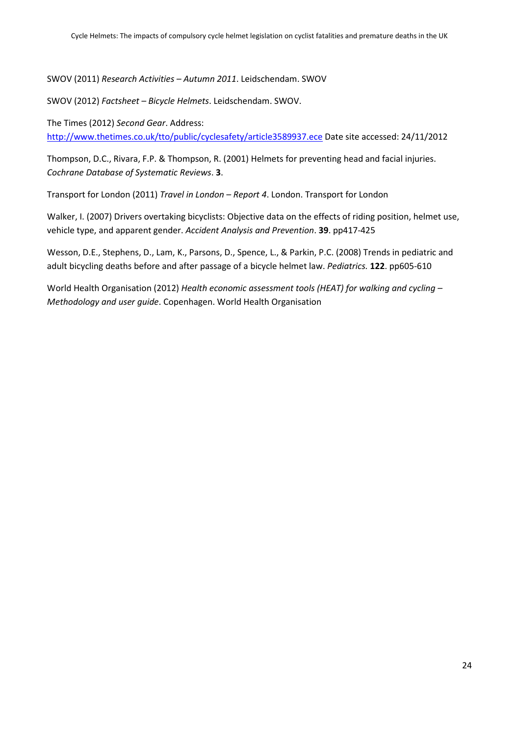SWOV (2011) *Research Activities – Autumn 2011*. Leidschendam. SWOV

SWOV (2012) *Factsheet – Bicycle Helmets*. Leidschendam. SWOV.

The Times (2012) *Second Gear*. Address: http://www.thetimes.co.uk/tto/public/cyclesafety/article3589937.ece Date site accessed: 24/11/2012

Thompson, D.C., Rivara, F.P. & Thompson, R. (2001) Helmets for preventing head and facial injuries. *Cochrane Database of Systematic Reviews*. **3**.

Transport for London (2011) *Travel in London – Report 4*. London. Transport for London

Walker, I. (2007) Drivers overtaking bicyclists: Objective data on the effects of riding position, helmet use, vehicle type, and apparent gender. *Accident Analysis and Prevention*. **39**. pp417-425

Wesson, D.E., Stephens, D., Lam, K., Parsons, D., Spence, L., & Parkin, P.C. (2008) Trends in pediatric and adult bicycling deaths before and after passage of a bicycle helmet law. *Pediatrics.* **122**. pp605-610

World Health Organisation (2012) *Health economic assessment tools (HEAT) for walking and cycling – Methodology and user guide*. Copenhagen. World Health Organisation